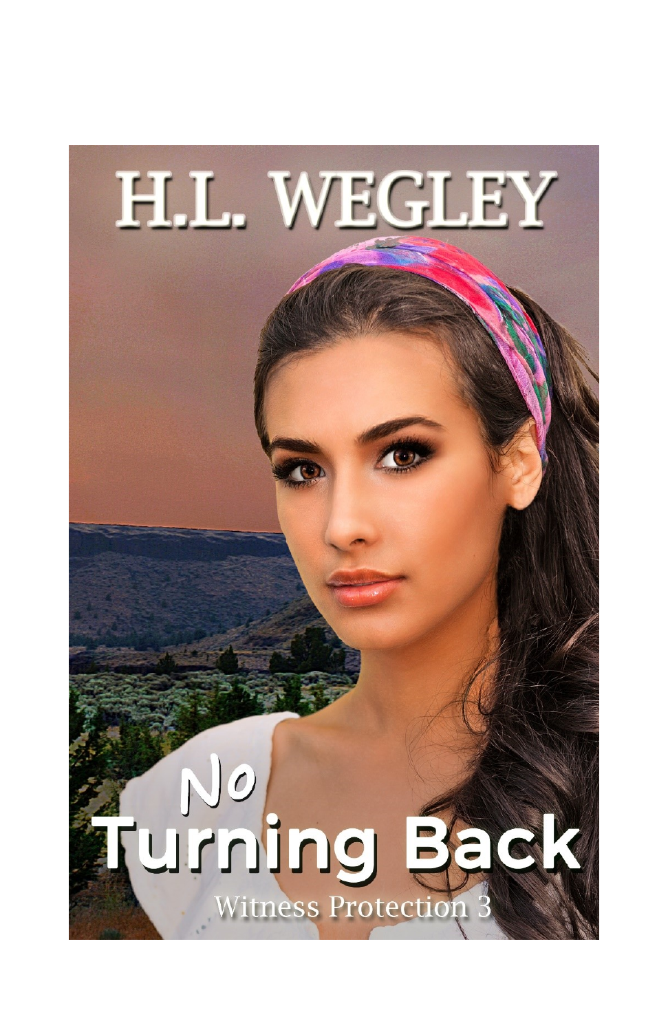# H.L. WEGLEY

# No Turning Back

## Witness Protection 3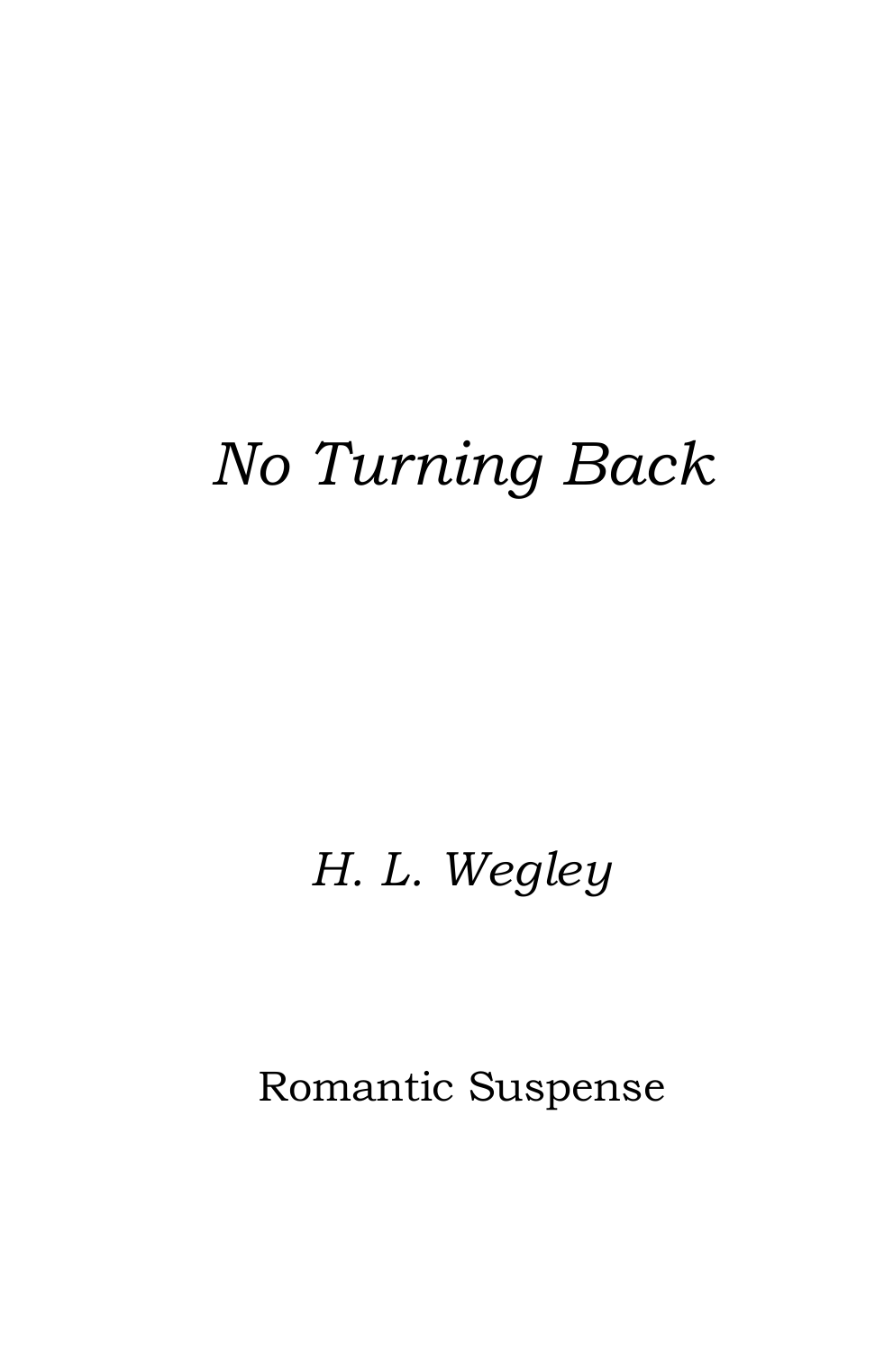# *No Turning Back*

*H. L. Wegley*

Romantic Suspense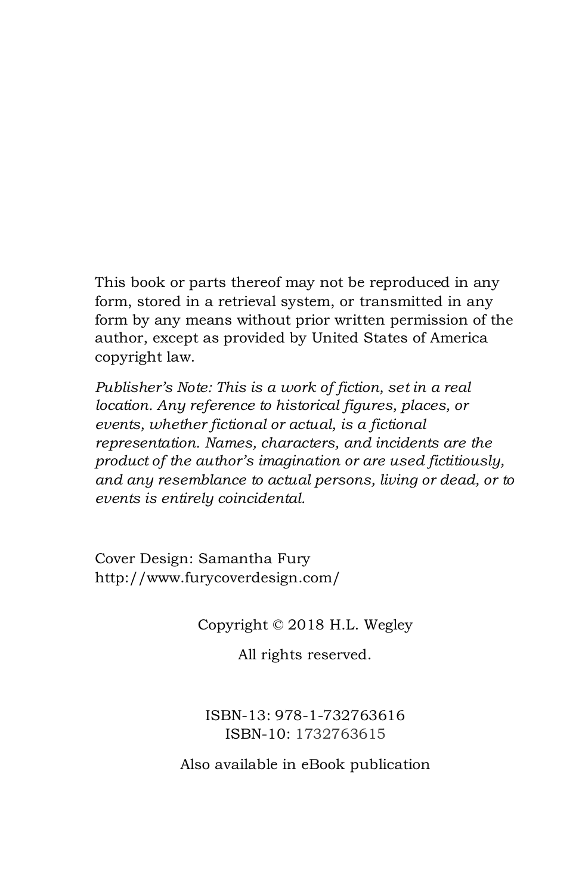This book or parts thereof may not be reproduced in any form, stored in a retrieval system, or transmitted in any form by any means without prior written permission of the author, except as provided by United States of America copyright law.

*Publisher's Note: This is a work of fiction, set in a real location. Any reference to historical figures, places, or events, whether fictional or actual, is a fictional representation. Names, characters, and incidents are the product of the author's imagination or are used fictitiously, and any resemblance to actual persons, living or dead, or to events is entirely coincidental.*

Cover Design: Samantha Fury
http://www.furycoverdesign.com/

Copyright © 2018 H.L. Wegley

All rights reserved.

ISBN-13: 978-1-732763616
ISBN-10: 1732763615

Also available in eBook publication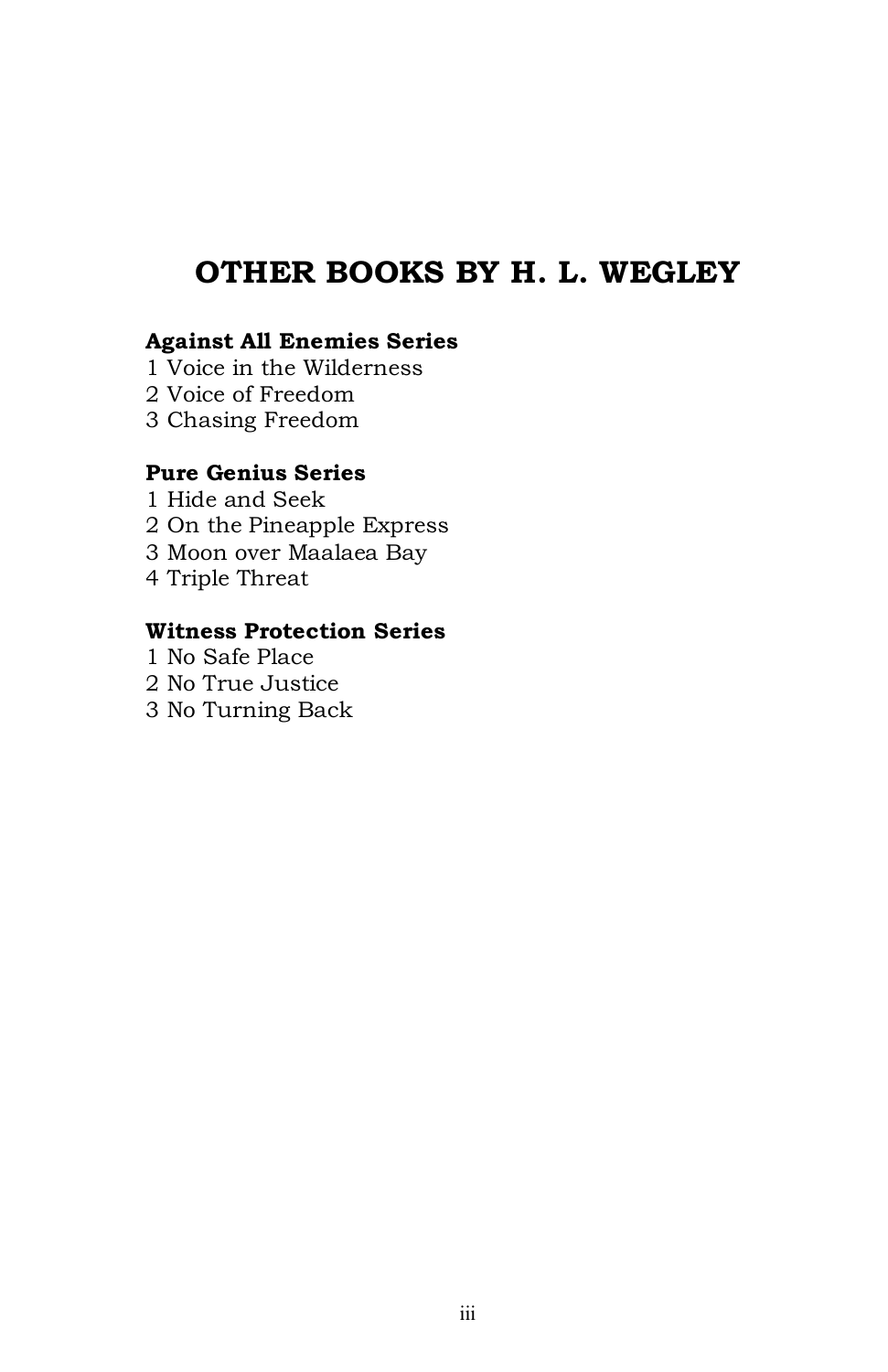# OTHER BOOKS BY H. L. WEGLEY

**Against All Enemies Series**

1 Voice in the Wilderness
2 Voice of Freedom
3 Chasing Freedom

**Pure Genius Series**

1 Hide and Seek
2 On the Pineapple Express
3 Moon over Maalaea Bay
4 Triple Threat

**Witness Protection Series**

1 No Safe Place
2 No True Justice
3 No Turning Back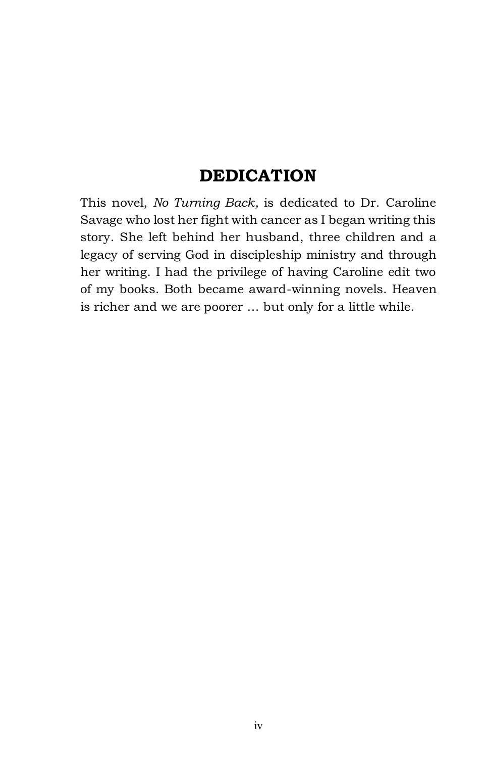# DEDICATION

This novel, *No Turning Back,* is dedicated to Dr. Caroline Savage who lost her fight with cancer as I began writing this story. She left behind her husband, three children and a legacy of serving God in discipleship ministry and through her writing. I had the privilege of having Caroline edit two of my books. Both became award-winning novels. Heaven is richer and we are poorer … but only for a little while.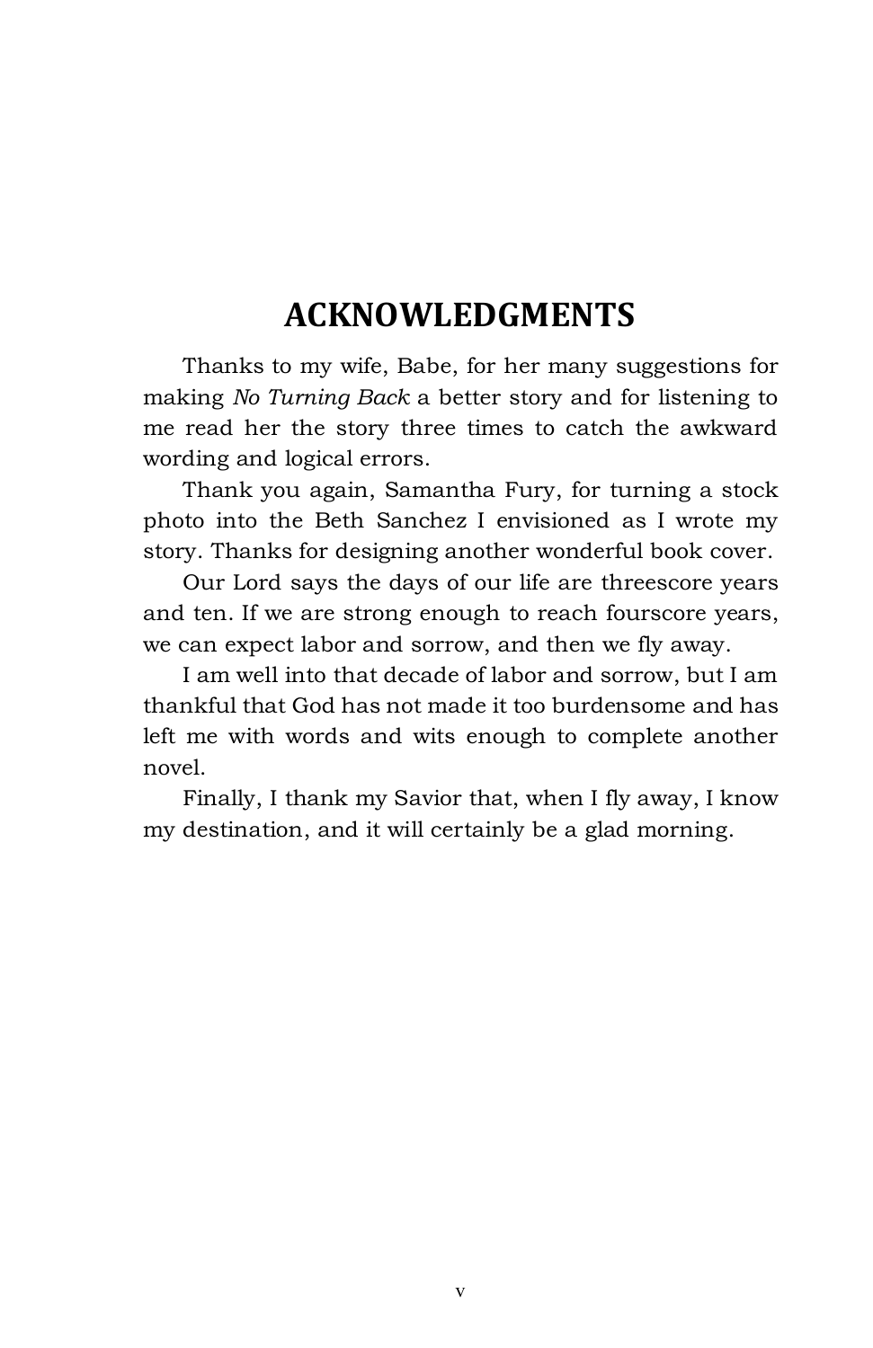# ACKNOWLEDGMENTS

Thanks to my wife, Babe, for her many suggestions for making *No Turning Back* a better story and for listening to me read her the story three times to catch the awkward wording and logical errors.

Thank you again, Samantha Fury, for turning a stock photo into the Beth Sanchez I envisioned as I wrote my story. Thanks for designing another wonderful book cover.

Our Lord says the days of our life are threescore years and ten. If we are strong enough to reach fourscore years, we can expect labor and sorrow, and then we fly away.

I am well into that decade of labor and sorrow, but I am thankful that God has not made it too burdensome and has left me with words and wits enough to complete another novel.

Finally, I thank my Savior that, when I fly away, I know my destination, and it will certainly be a glad morning.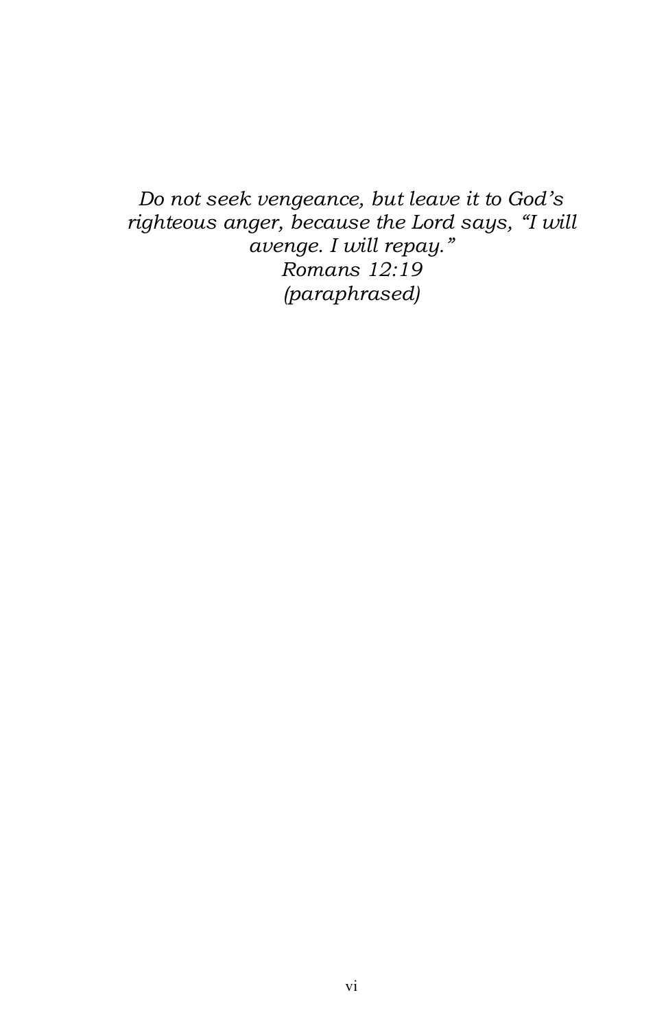*Do not seek vengeance, but leave it to God's righteous anger, because the Lord says, "I will avenge. I will repay."*
*Romans 12:19*
*(paraphrased)*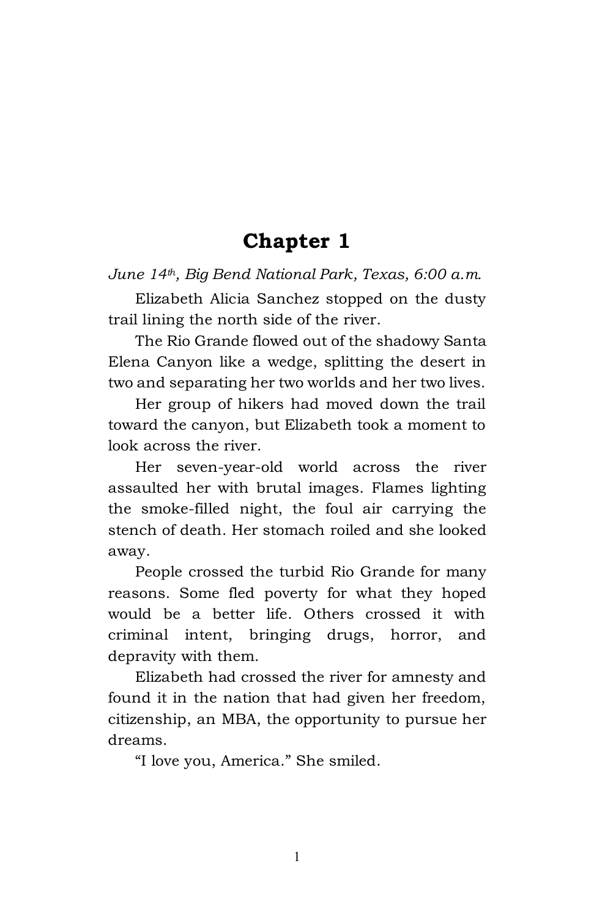# Chapter 1

*June 14th, Big Bend National Park, Texas, 6:00 a.m.*

Elizabeth Alicia Sanchez stopped on the dusty trail lining the north side of the river.

The Rio Grande flowed out of the shadowy Santa Elena Canyon like a wedge, splitting the desert in two and separating her two worlds and her two lives.

Her group of hikers had moved down the trail toward the canyon, but Elizabeth took a moment to look across the river.

Her seven-year-old world across the river assaulted her with brutal images. Flames lighting the smoke-filled night, the foul air carrying the stench of death. Her stomach roiled and she looked away.

People crossed the turbid Rio Grande for many reasons. Some fled poverty for what they hoped would be a better life. Others crossed it with criminal intent, bringing drugs, horror, and depravity with them.

Elizabeth had crossed the river for amnesty and found it in the nation that had given her freedom, citizenship, an MBA, the opportunity to pursue her dreams.

"I love you, America." She smiled.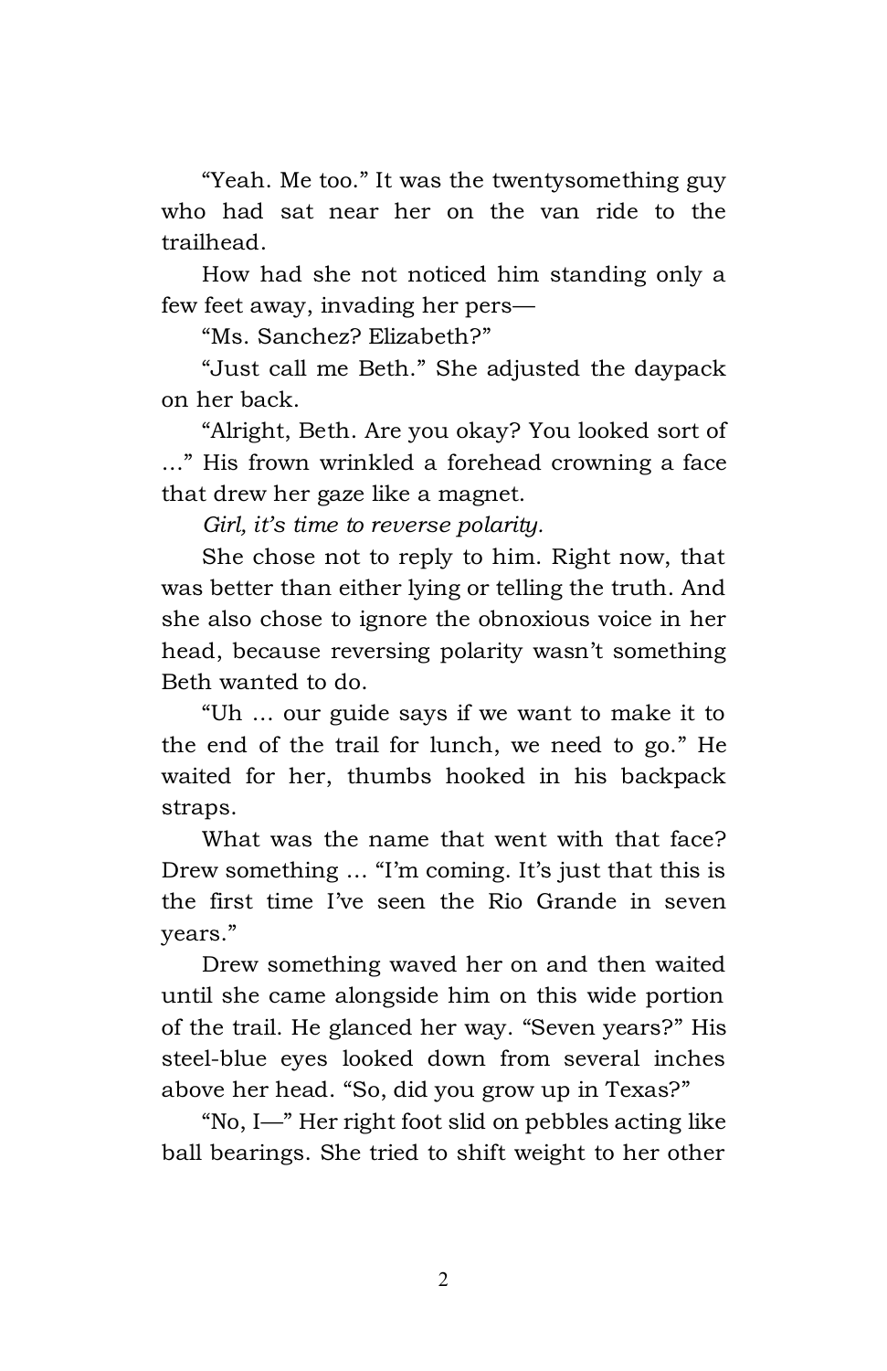"Yeah. Me too." It was the twentysomething guy who had sat near her on the van ride to the trailhead.

How had she not noticed him standing only a few feet away, invading her pers—

"Ms. Sanchez? Elizabeth?"

"Just call me Beth." She adjusted the daypack on her back.

"Alright, Beth. Are you okay? You looked sort of …" His frown wrinkled a forehead crowning a face that drew her gaze like a magnet.

*Girl, it's time to reverse polarity.*

She chose not to reply to him. Right now, that was better than either lying or telling the truth. And she also chose to ignore the obnoxious voice in her head, because reversing polarity wasn't something Beth wanted to do.

"Uh … our guide says if we want to make it to the end of the trail for lunch, we need to go." He waited for her, thumbs hooked in his backpack straps.

What was the name that went with that face? Drew something … "I'm coming. It's just that this is the first time I've seen the Rio Grande in seven years."

Drew something waved her on and then waited until she came alongside him on this wide portion of the trail. He glanced her way. "Seven years?" His steel-blue eyes looked down from several inches above her head. "So, did you grow up in Texas?"

"No, I—" Her right foot slid on pebbles acting like ball bearings. She tried to shift weight to her other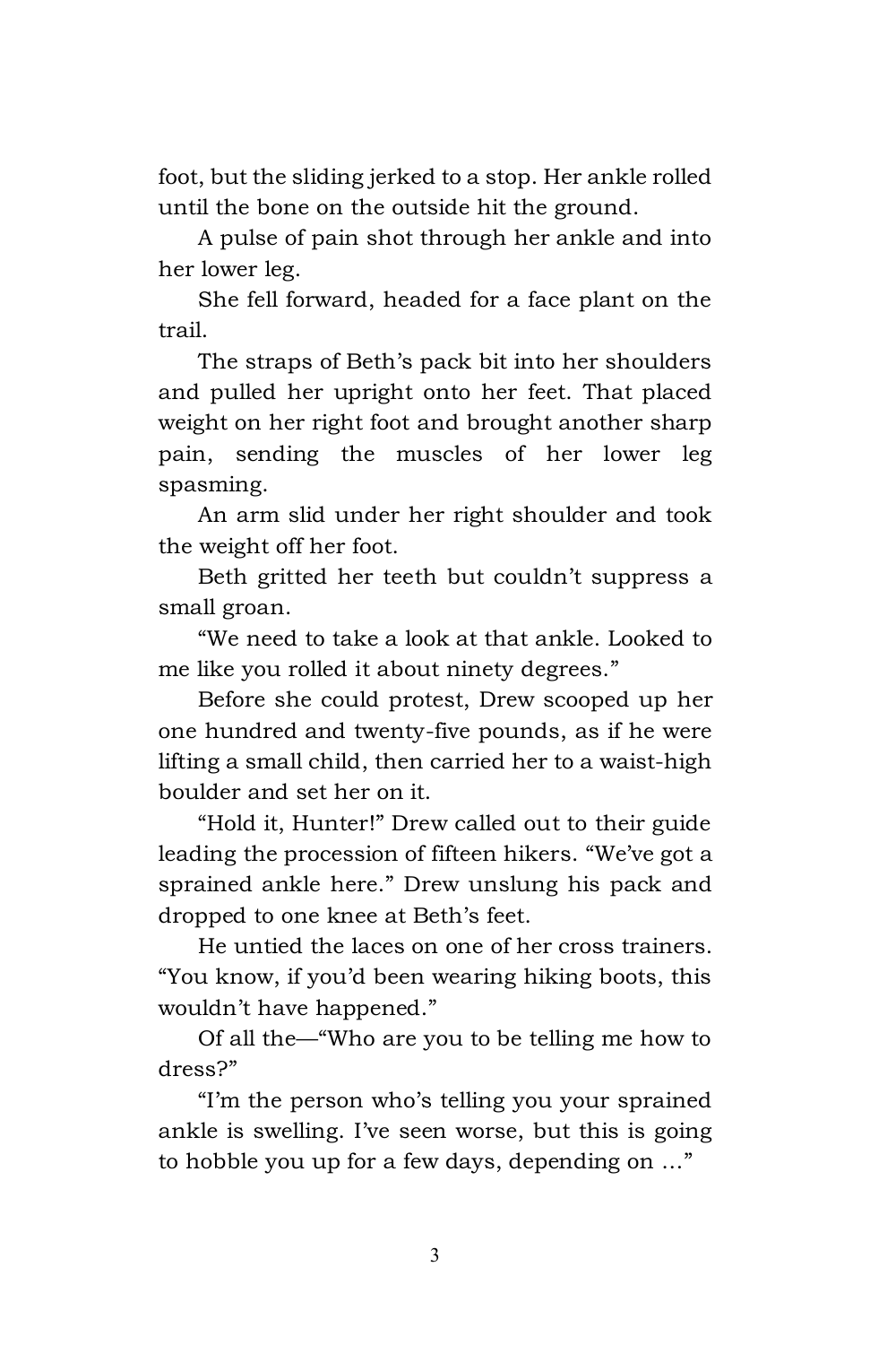foot, but the sliding jerked to a stop. Her ankle rolled until the bone on the outside hit the ground.

A pulse of pain shot through her ankle and into her lower leg.

She fell forward, headed for a face plant on the trail.

The straps of Beth's pack bit into her shoulders and pulled her upright onto her feet. That placed weight on her right foot and brought another sharp pain, sending the muscles of her lower leg spasming.

An arm slid under her right shoulder and took the weight off her foot.

Beth gritted her teeth but couldn't suppress a small groan.

"We need to take a look at that ankle. Looked to me like you rolled it about ninety degrees."

Before she could protest, Drew scooped up her one hundred and twenty-five pounds, as if he were lifting a small child, then carried her to a waist-high boulder and set her on it.

"Hold it, Hunter!" Drew called out to their guide leading the procession of fifteen hikers. "We've got a sprained ankle here." Drew unslung his pack and dropped to one knee at Beth's feet.

He untied the laces on one of her cross trainers. "You know, if you'd been wearing hiking boots, this wouldn't have happened."

Of all the—"Who are you to be telling me how to dress?"

"I'm the person who's telling you your sprained ankle is swelling. I've seen worse, but this is going to hobble you up for a few days, depending on …"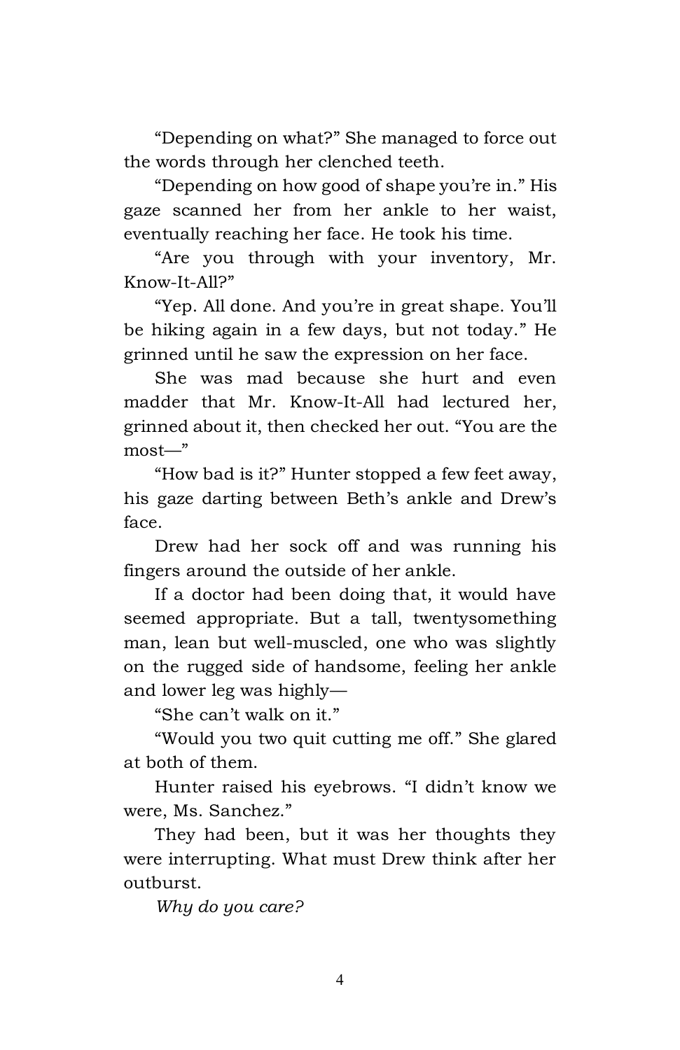"Depending on what?" She managed to force out the words through her clenched teeth.

"Depending on how good of shape you're in." His gaze scanned her from her ankle to her waist, eventually reaching her face. He took his time.

"Are you through with your inventory, Mr. Know-It-All?"

"Yep. All done. And you're in great shape. You'll be hiking again in a few days, but not today." He grinned until he saw the expression on her face.

She was mad because she hurt and even madder that Mr. Know-It-All had lectured her, grinned about it, then checked her out. "You are the most—"

"How bad is it?" Hunter stopped a few feet away, his gaze darting between Beth's ankle and Drew's face.

Drew had her sock off and was running his fingers around the outside of her ankle.

If a doctor had been doing that, it would have seemed appropriate. But a tall, twentysomething man, lean but well-muscled, one who was slightly on the rugged side of handsome, feeling her ankle and lower leg was highly—

"She can't walk on it."

"Would you two quit cutting me off." She glared at both of them.

Hunter raised his eyebrows. "I didn't know we were, Ms. Sanchez."

They had been, but it was her thoughts they were interrupting. What must Drew think after her outburst.

*Why do you care?*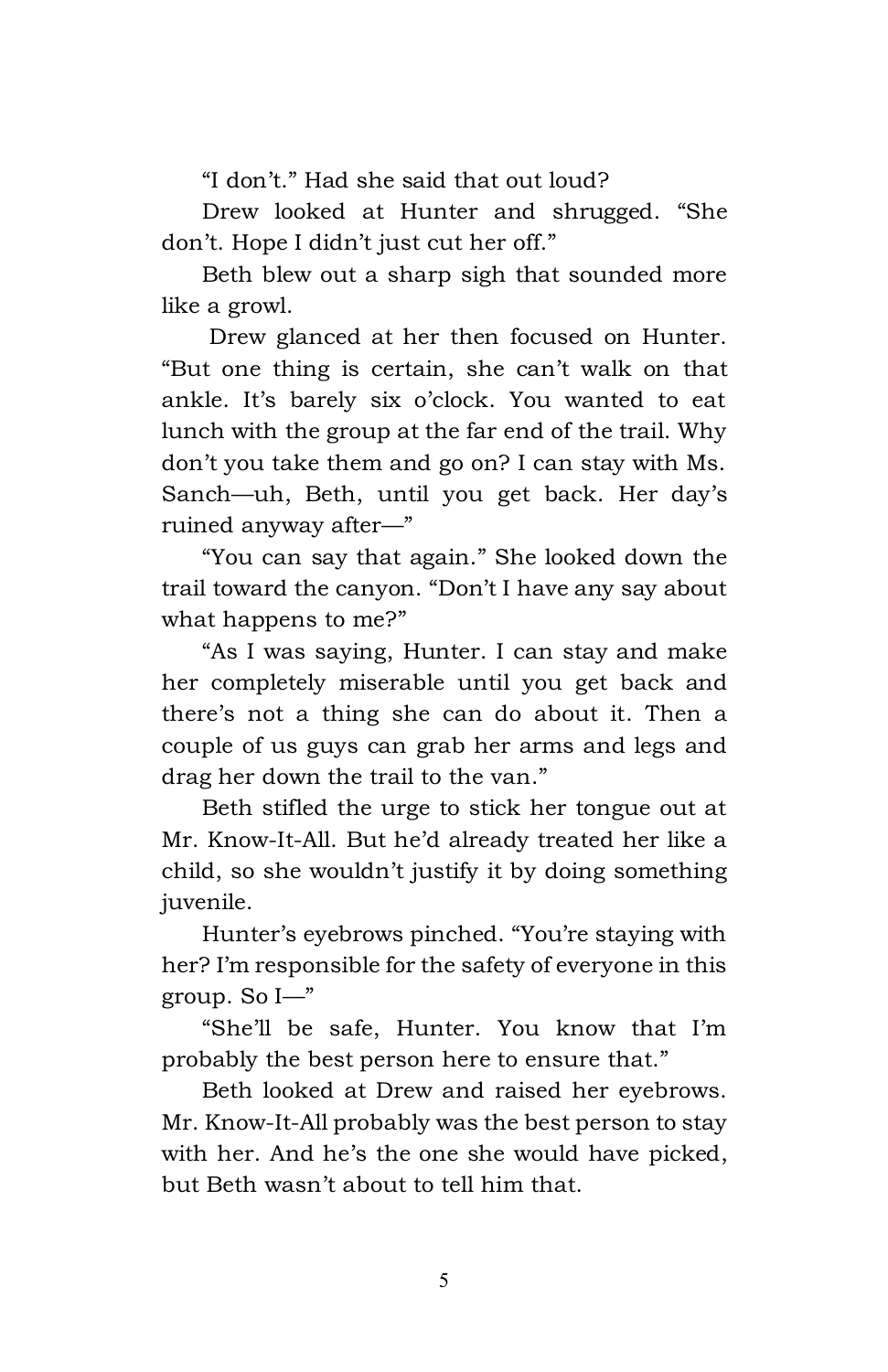"I don't." Had she said that out loud?

Drew looked at Hunter and shrugged. "She don't. Hope I didn't just cut her off."

Beth blew out a sharp sigh that sounded more like a growl.

Drew glanced at her then focused on Hunter. "But one thing is certain, she can't walk on that ankle. It's barely six o'clock. You wanted to eat lunch with the group at the far end of the trail. Why don't you take them and go on? I can stay with Ms. Sanch—uh, Beth, until you get back. Her day's ruined anyway after—"

"You can say that again." She looked down the trail toward the canyon. "Don't I have any say about what happens to me?"

"As I was saying, Hunter. I can stay and make her completely miserable until you get back and there's not a thing she can do about it. Then a couple of us guys can grab her arms and legs and drag her down the trail to the van."

Beth stifled the urge to stick her tongue out at Mr. Know-It-All. But he'd already treated her like a child, so she wouldn't justify it by doing something juvenile.

Hunter's eyebrows pinched. "You're staying with her? I'm responsible for the safety of everyone in this group. So I—"

"She'll be safe, Hunter. You know that I'm probably the best person here to ensure that."

Beth looked at Drew and raised her eyebrows. Mr. Know-It-All probably was the best person to stay with her. And he's the one she would have picked, but Beth wasn't about to tell him that.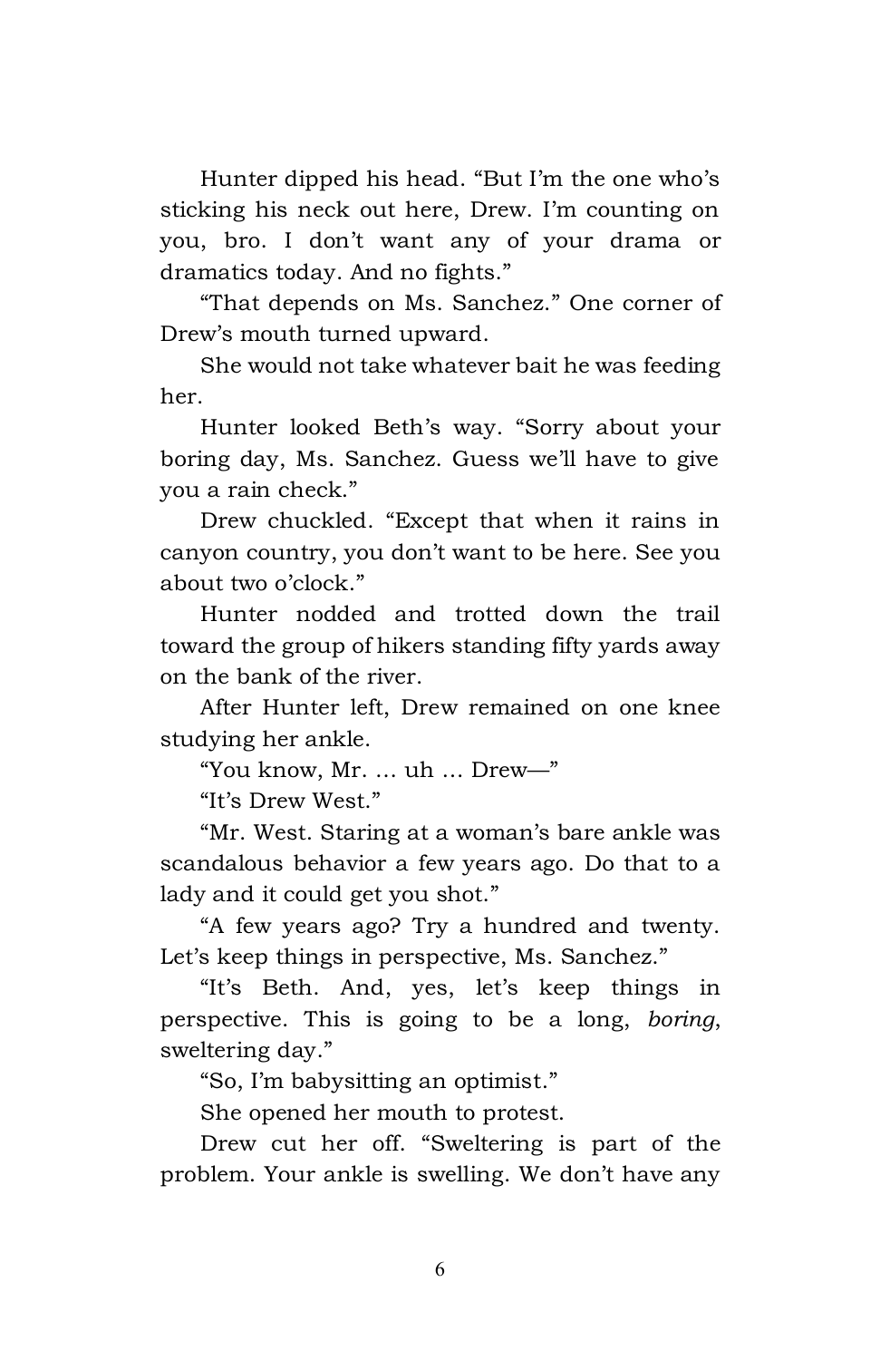Hunter dipped his head. “But I’m the one who’s sticking his neck out here, Drew. I’m counting on you, bro. I don’t want any of your drama or dramatics today. And no fights.”

“That depends on Ms. Sanchez.” One corner of Drew’s mouth turned upward.

She would not take whatever bait he was feeding her.

Hunter looked Beth’s way. “Sorry about your boring day, Ms. Sanchez. Guess we’ll have to give you a rain check.”

Drew chuckled. “Except that when it rains in canyon country, you don’t want to be here. See you about two o’clock.”

Hunter nodded and trotted down the trail toward the group of hikers standing fifty yards away on the bank of the river.

After Hunter left, Drew remained on one knee studying her ankle.

“You know, Mr. … uh … Drew—”

“It’s Drew West.”

“Mr. West. Staring at a woman’s bare ankle was scandalous behavior a few years ago. Do that to a lady and it could get you shot.”

“A few years ago? Try a hundred and twenty. Let’s keep things in perspective, Ms. Sanchez.”

“It’s Beth. And, yes, let’s keep things in perspective. This is going to be a long, *boring*, sweltering day.”

“So, I’m babysitting an optimist.”

She opened her mouth to protest.

Drew cut her off. “Sweltering is part of the problem. Your ankle is swelling. We don’t have any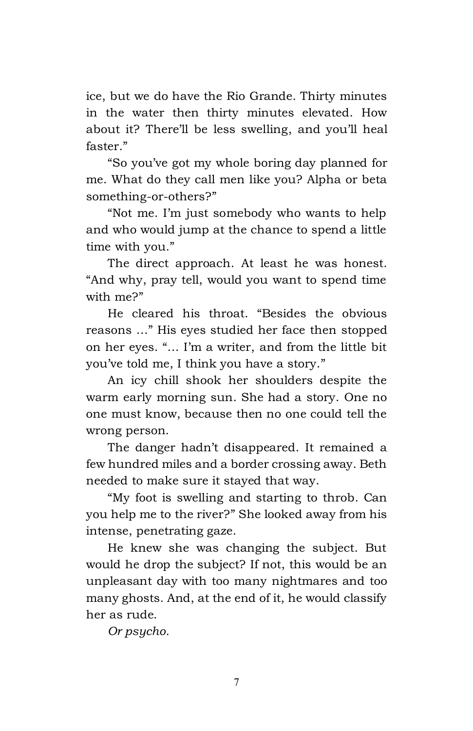ice, but we do have the Rio Grande. Thirty minutes in the water then thirty minutes elevated. How about it? There'll be less swelling, and you'll heal faster."

"So you've got my whole boring day planned for me. What do they call men like you? Alpha or beta something-or-others?"

"Not me. I'm just somebody who wants to help and who would jump at the chance to spend a little time with you."

The direct approach. At least he was honest. "And why, pray tell, would you want to spend time with me?"

He cleared his throat. "Besides the obvious reasons …" His eyes studied her face then stopped on her eyes. "… I'm a writer, and from the little bit you've told me, I think you have a story."

An icy chill shook her shoulders despite the warm early morning sun. She had a story. One no one must know, because then no one could tell the wrong person.

The danger hadn't disappeared. It remained a few hundred miles and a border crossing away. Beth needed to make sure it stayed that way.

"My foot is swelling and starting to throb. Can you help me to the river?" She looked away from his intense, penetrating gaze.

He knew she was changing the subject. But would he drop the subject? If not, this would be an unpleasant day with too many nightmares and too many ghosts. And, at the end of it, he would classify her as rude.

*Or psycho.*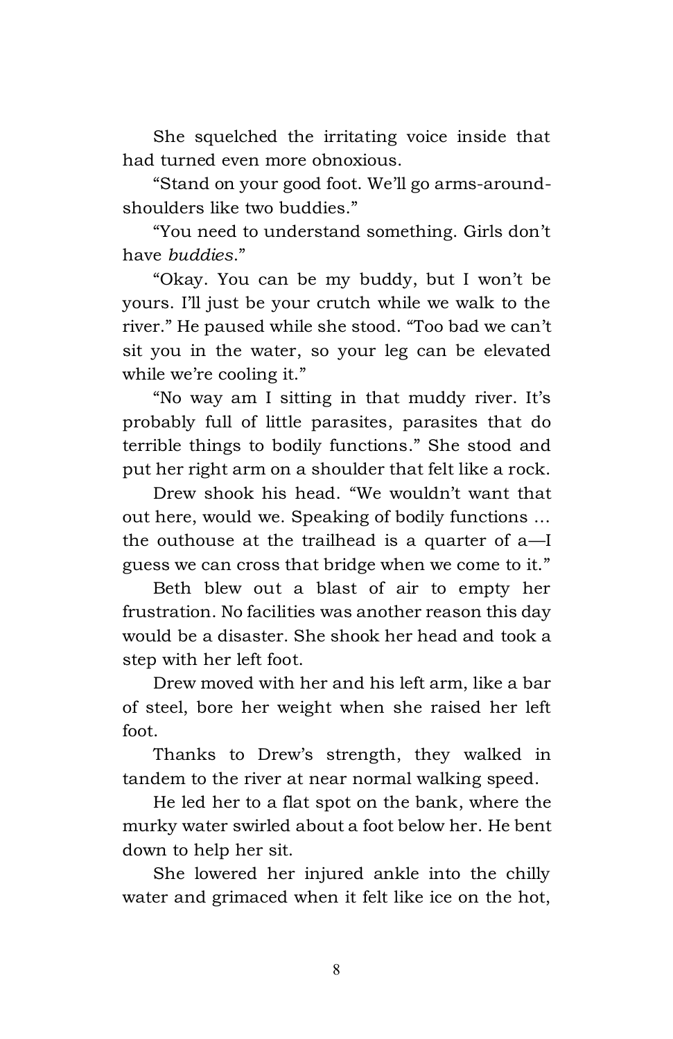She squelched the irritating voice inside that had turned even more obnoxious.

"Stand on your good foot. We'll go arms-around-shoulders like two buddies."

"You need to understand something. Girls don't have *buddies*."

"Okay. You can be my buddy, but I won't be yours. I'll just be your crutch while we walk to the river." He paused while she stood. "Too bad we can't sit you in the water, so your leg can be elevated while we're cooling it."

"No way am I sitting in that muddy river. It's probably full of little parasites, parasites that do terrible things to bodily functions." She stood and put her right arm on a shoulder that felt like a rock.

Drew shook his head. "We wouldn't want that out here, would we. Speaking of bodily functions … the outhouse at the trailhead is a quarter of a—I guess we can cross that bridge when we come to it."

Beth blew out a blast of air to empty her frustration. No facilities was another reason this day would be a disaster. She shook her head and took a step with her left foot.

Drew moved with her and his left arm, like a bar of steel, bore her weight when she raised her left foot.

Thanks to Drew's strength, they walked in tandem to the river at near normal walking speed.

He led her to a flat spot on the bank, where the murky water swirled about a foot below her. He bent down to help her sit.

She lowered her injured ankle into the chilly water and grimaced when it felt like ice on the hot,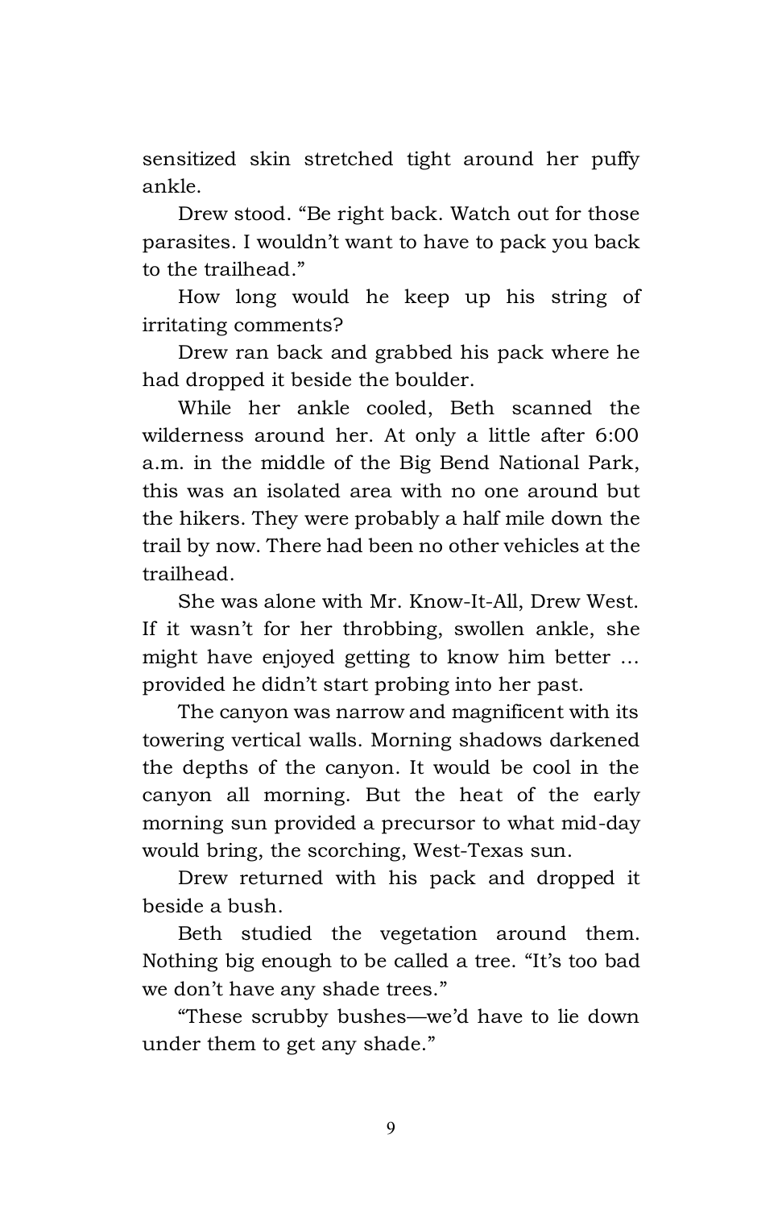sensitized skin stretched tight around her puffy ankle.

Drew stood. "Be right back. Watch out for those parasites. I wouldn't want to have to pack you back to the trailhead."

How long would he keep up his string of irritating comments?

Drew ran back and grabbed his pack where he had dropped it beside the boulder.

While her ankle cooled, Beth scanned the wilderness around her. At only a little after 6:00 a.m. in the middle of the Big Bend National Park, this was an isolated area with no one around but the hikers. They were probably a half mile down the trail by now. There had been no other vehicles at the trailhead.

She was alone with Mr. Know-It-All, Drew West. If it wasn't for her throbbing, swollen ankle, she might have enjoyed getting to know him better … provided he didn't start probing into her past.

The canyon was narrow and magnificent with its towering vertical walls. Morning shadows darkened the depths of the canyon. It would be cool in the canyon all morning. But the heat of the early morning sun provided a precursor to what mid-day would bring, the scorching, West-Texas sun.

Drew returned with his pack and dropped it beside a bush.

Beth studied the vegetation around them. Nothing big enough to be called a tree. "It's too bad we don't have any shade trees."

"These scrubby bushes—we'd have to lie down under them to get any shade."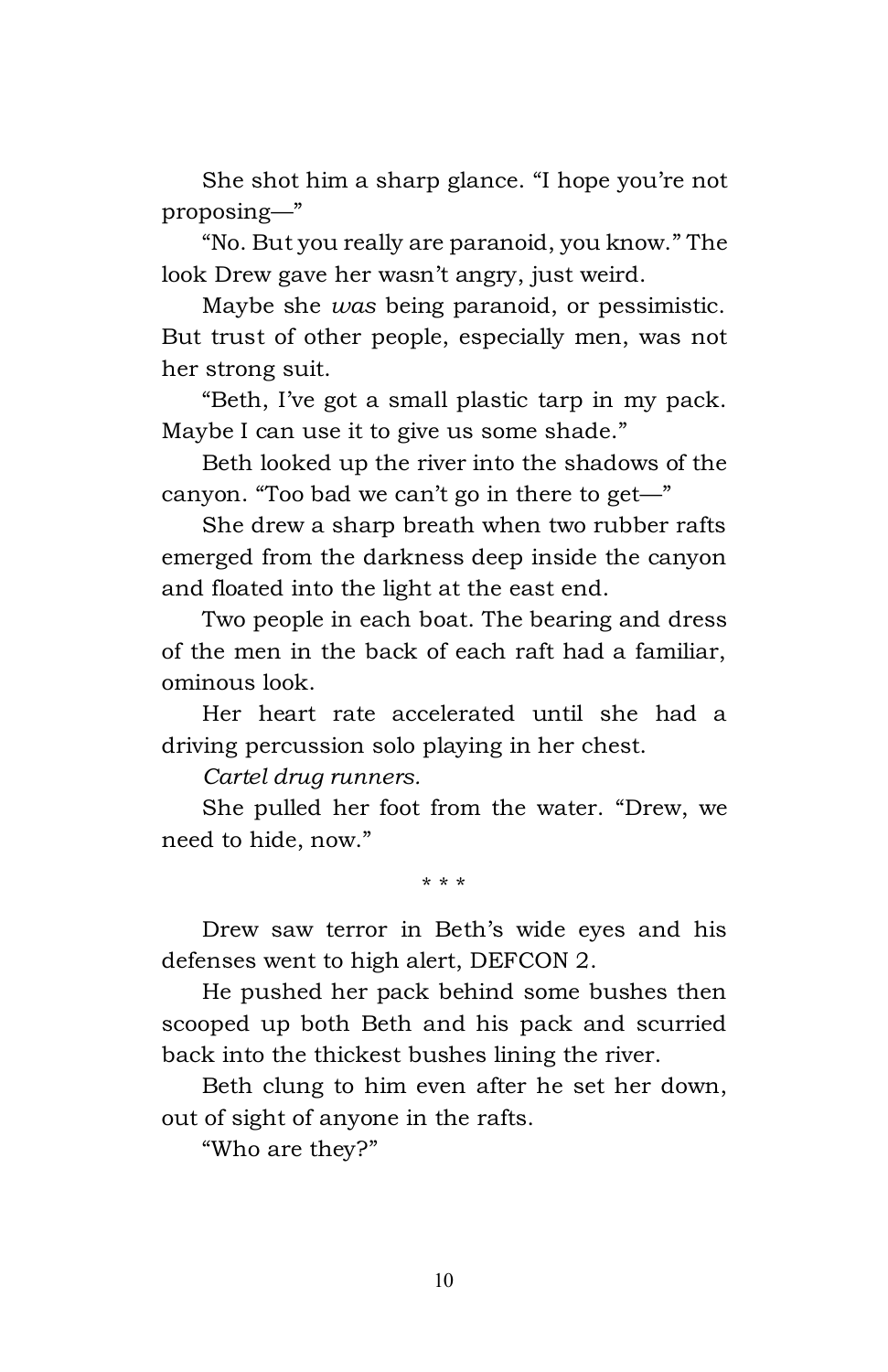She shot him a sharp glance. “I hope you’re not proposing—”

“No. But you really are paranoid, you know.” The look Drew gave her wasn’t angry, just weird.

Maybe she *was* being paranoid, or pessimistic. But trust of other people, especially men, was not her strong suit.

“Beth, I’ve got a small plastic tarp in my pack. Maybe I can use it to give us some shade.”

Beth looked up the river into the shadows of the canyon. “Too bad we can’t go in there to get—”

She drew a sharp breath when two rubber rafts emerged from the darkness deep inside the canyon and floated into the light at the east end.

Two people in each boat. The bearing and dress of the men in the back of each raft had a familiar, ominous look.

Her heart rate accelerated until she had a driving percussion solo playing in her chest.

*Cartel drug runners.*

She pulled her foot from the water. “Drew, we need to hide, now.”

\* \* \*

Drew saw terror in Beth’s wide eyes and his defenses went to high alert, DEFCON 2.

He pushed her pack behind some bushes then scooped up both Beth and his pack and scurried back into the thickest bushes lining the river.

Beth clung to him even after he set her down, out of sight of anyone in the rafts.

“Who are they?”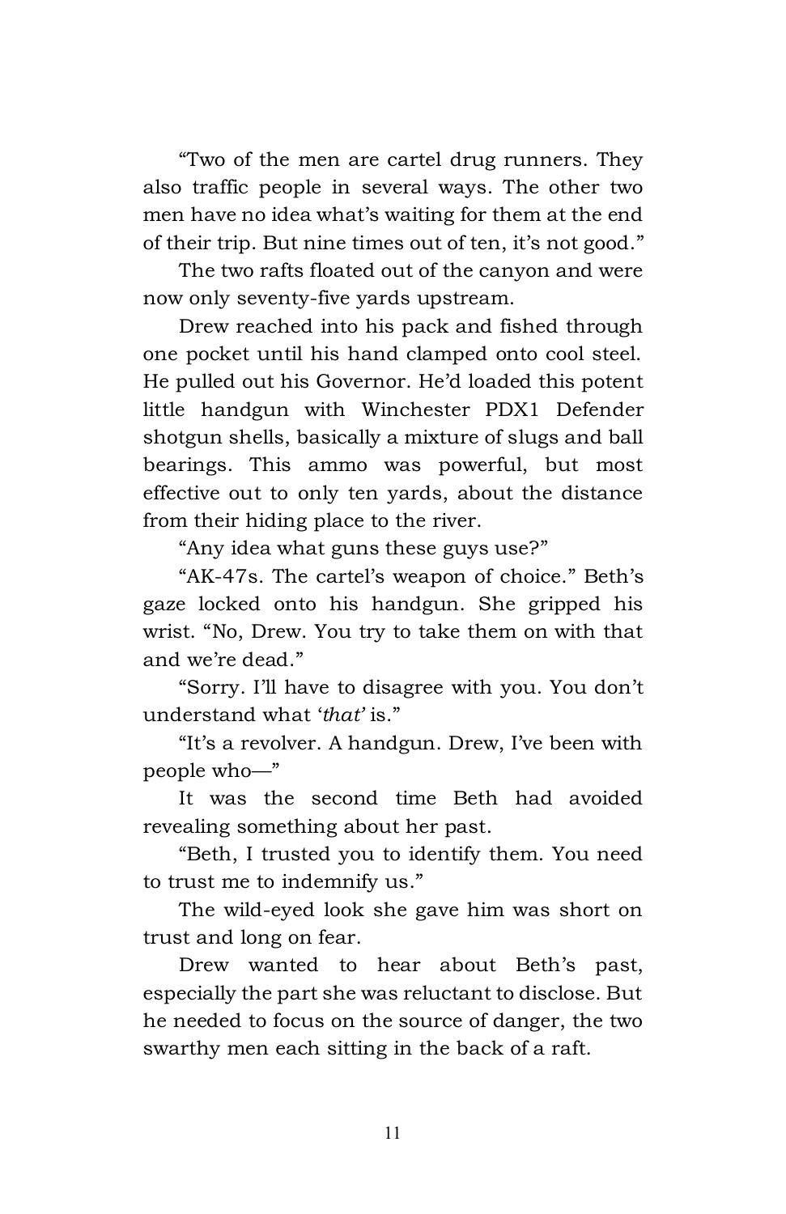"Two of the men are cartel drug runners. They also traffic people in several ways. The other two men have no idea what's waiting for them at the end of their trip. But nine times out of ten, it's not good."

The two rafts floated out of the canyon and were now only seventy-five yards upstream.

Drew reached into his pack and fished through one pocket until his hand clamped onto cool steel. He pulled out his Governor. He'd loaded this potent little handgun with Winchester PDX1 Defender shotgun shells, basically a mixture of slugs and ball bearings. This ammo was powerful, but most effective out to only ten yards, about the distance from their hiding place to the river.

"Any idea what guns these guys use?"

"AK-47s. The cartel's weapon of choice." Beth's gaze locked onto his handgun. She gripped his wrist. "No, Drew. You try to take them on with that and we're dead."

"Sorry. I'll have to disagree with you. You don't understand what '*that*' is."

"It's a revolver. A handgun. Drew, I've been with people who—"

It was the second time Beth had avoided revealing something about her past.

"Beth, I trusted you to identify them. You need to trust me to indemnify us."

The wild-eyed look she gave him was short on trust and long on fear.

Drew wanted to hear about Beth's past, especially the part she was reluctant to disclose. But he needed to focus on the source of danger, the two swarthy men each sitting in the back of a raft.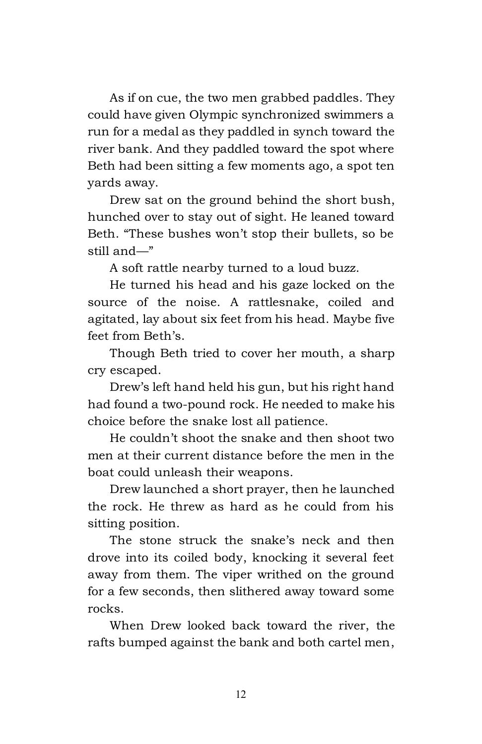As if on cue, the two men grabbed paddles. They could have given Olympic synchronized swimmers a run for a medal as they paddled in synch toward the river bank. And they paddled toward the spot where Beth had been sitting a few moments ago, a spot ten yards away.

Drew sat on the ground behind the short bush, hunched over to stay out of sight. He leaned toward Beth. "These bushes won't stop their bullets, so be still and—"

A soft rattle nearby turned to a loud buzz.

He turned his head and his gaze locked on the source of the noise. A rattlesnake, coiled and agitated, lay about six feet from his head. Maybe five feet from Beth's.

Though Beth tried to cover her mouth, a sharp cry escaped.

Drew's left hand held his gun, but his right hand had found a two-pound rock. He needed to make his choice before the snake lost all patience.

He couldn't shoot the snake and then shoot two men at their current distance before the men in the boat could unleash their weapons.

Drew launched a short prayer, then he launched the rock. He threw as hard as he could from his sitting position.

The stone struck the snake's neck and then drove into its coiled body, knocking it several feet away from them. The viper writhed on the ground for a few seconds, then slithered away toward some rocks.

When Drew looked back toward the river, the rafts bumped against the bank and both cartel men,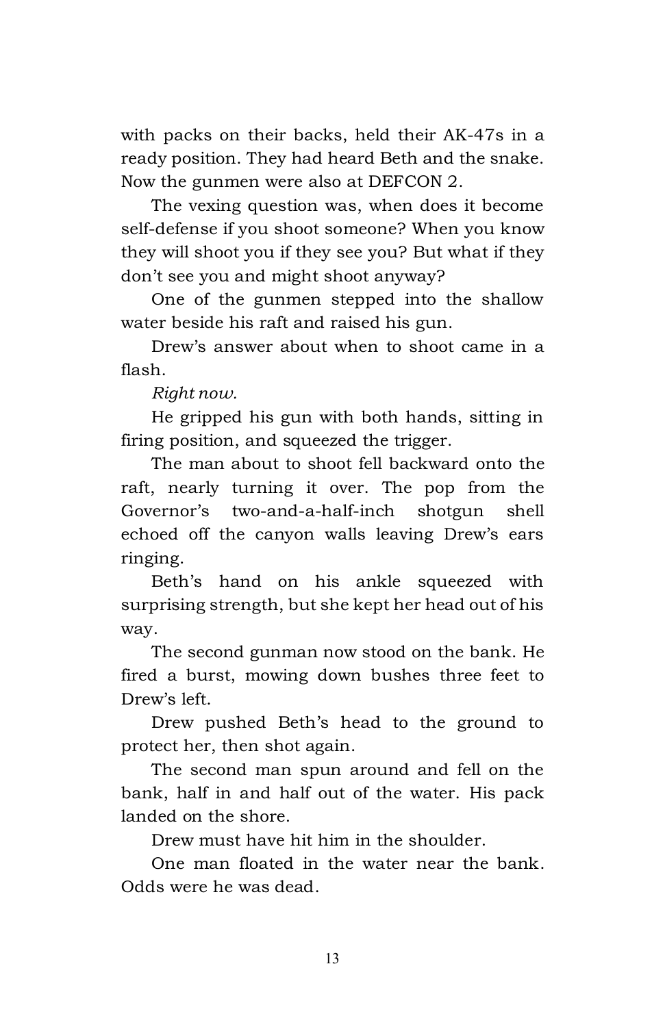with packs on their backs, held their AK-47s in a ready position. They had heard Beth and the snake. Now the gunmen were also at DEFCON 2.

The vexing question was, when does it become self-defense if you shoot someone? When you know they will shoot you if they see you? But what if they don't see you and might shoot anyway?

One of the gunmen stepped into the shallow water beside his raft and raised his gun.

Drew's answer about when to shoot came in a flash.

*Right now.*

He gripped his gun with both hands, sitting in firing position, and squeezed the trigger.

The man about to shoot fell backward onto the raft, nearly turning it over. The pop from the Governor's two-and-a-half-inch shotgun shell echoed off the canyon walls leaving Drew's ears ringing.

Beth's hand on his ankle squeezed with surprising strength, but she kept her head out of his way.

The second gunman now stood on the bank. He fired a burst, mowing down bushes three feet to Drew's left.

Drew pushed Beth's head to the ground to protect her, then shot again.

The second man spun around and fell on the bank, half in and half out of the water. His pack landed on the shore.

Drew must have hit him in the shoulder.

One man floated in the water near the bank. Odds were he was dead.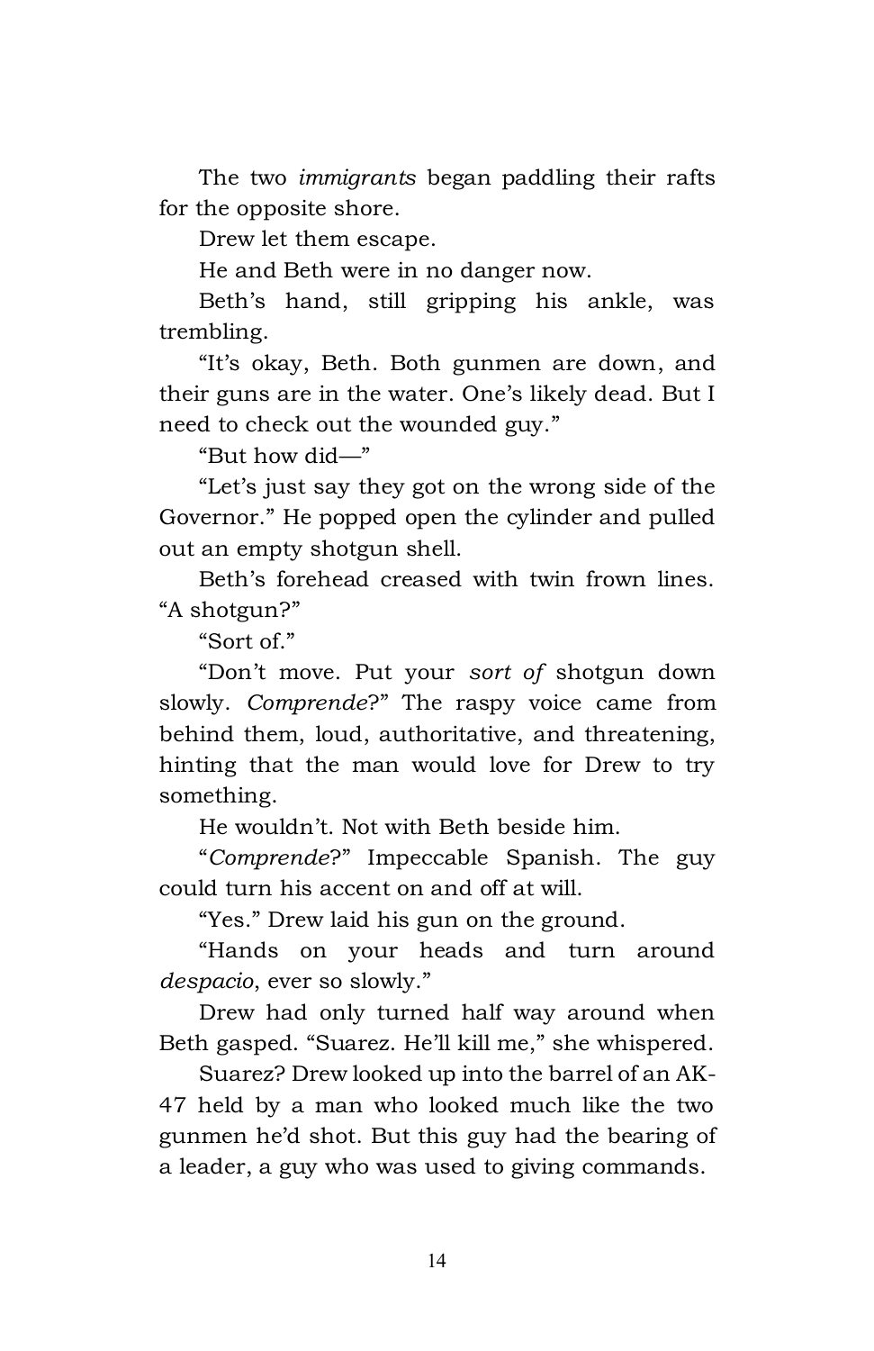The two *immigrants* began paddling their rafts for the opposite shore.

Drew let them escape.

He and Beth were in no danger now.

Beth's hand, still gripping his ankle, was trembling.

"It's okay, Beth. Both gunmen are down, and their guns are in the water. One's likely dead. But I need to check out the wounded guy."

"But how did—"

"Let's just say they got on the wrong side of the Governor." He popped open the cylinder and pulled out an empty shotgun shell.

Beth's forehead creased with twin frown lines. "A shotgun?"

"Sort of."

"Don't move. Put your *sort of* shotgun down slowly. *Comprende*?" The raspy voice came from behind them, loud, authoritative, and threatening, hinting that the man would love for Drew to try something.

He wouldn't. Not with Beth beside him.

"*Comprende*?" Impeccable Spanish. The guy could turn his accent on and off at will.

"Yes." Drew laid his gun on the ground.

"Hands on your heads and turn around *despacio*, ever so slowly."

Drew had only turned half way around when Beth gasped. "Suarez. He'll kill me," she whispered.

Suarez? Drew looked up into the barrel of an AK-47 held by a man who looked much like the two gunmen he'd shot. But this guy had the bearing of a leader, a guy who was used to giving commands.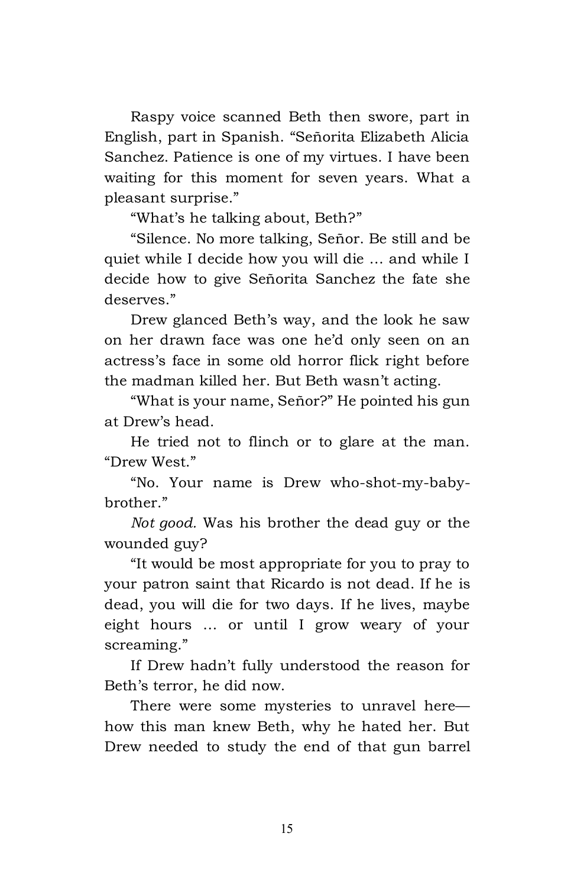Raspy voice scanned Beth then swore, part in English, part in Spanish. "Señorita Elizabeth Alicia Sanchez. Patience is one of my virtues. I have been waiting for this moment for seven years. What a pleasant surprise."

"What's he talking about, Beth?"

"Silence. No more talking, Señor. Be still and be quiet while I decide how you will die … and while I decide how to give Señorita Sanchez the fate she deserves."

Drew glanced Beth's way, and the look he saw on her drawn face was one he'd only seen on an actress's face in some old horror flick right before the madman killed her. But Beth wasn't acting.

"What is your name, Señor?" He pointed his gun at Drew's head.

He tried not to flinch or to glare at the man. "Drew West."

"No. Your name is Drew who-shot-my-baby-brother."

*Not good.* Was his brother the dead guy or the wounded guy?

"It would be most appropriate for you to pray to your patron saint that Ricardo is not dead. If he is dead, you will die for two days. If he lives, maybe eight hours … or until I grow weary of your screaming."

If Drew hadn't fully understood the reason for Beth's terror, he did now.

There were some mysteries to unravel here—how this man knew Beth, why he hated her. But Drew needed to study the end of that gun barrel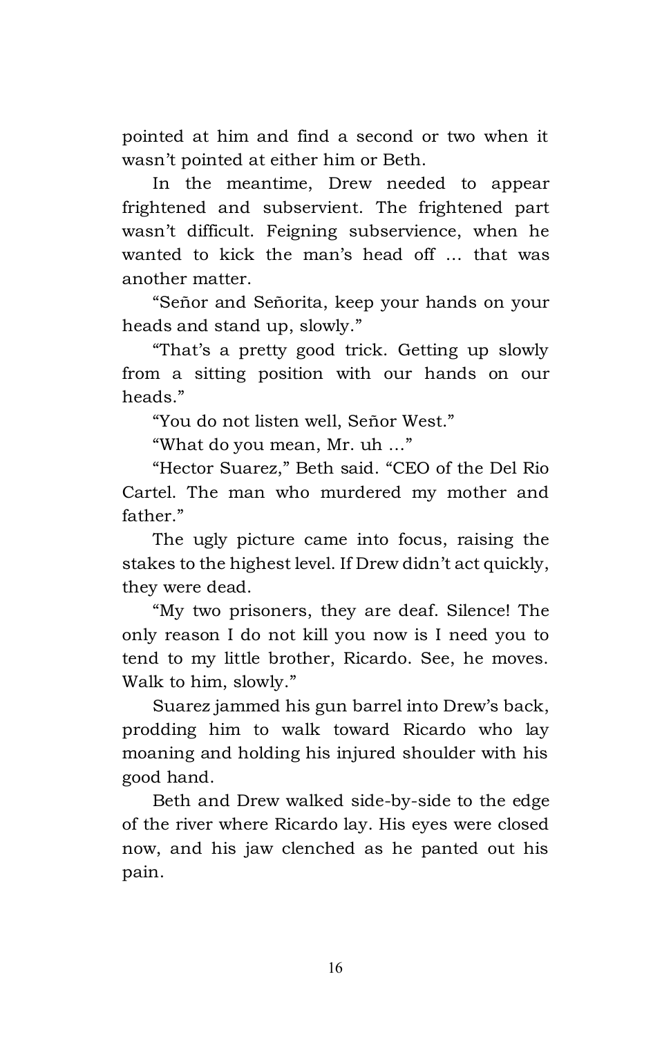pointed at him and find a second or two when it wasn't pointed at either him or Beth.

In the meantime, Drew needed to appear frightened and subservient. The frightened part wasn't difficult. Feigning subservience, when he wanted to kick the man's head off … that was another matter.

"Señor and Señorita, keep your hands on your heads and stand up, slowly."

"That's a pretty good trick. Getting up slowly from a sitting position with our hands on our heads."

"You do not listen well, Señor West."

"What do you mean, Mr. uh …"

"Hector Suarez," Beth said. "CEO of the Del Rio Cartel. The man who murdered my mother and father."

The ugly picture came into focus, raising the stakes to the highest level. If Drew didn't act quickly, they were dead.

"My two prisoners, they are deaf. Silence! The only reason I do not kill you now is I need you to tend to my little brother, Ricardo. See, he moves. Walk to him, slowly."

Suarez jammed his gun barrel into Drew's back, prodding him to walk toward Ricardo who lay moaning and holding his injured shoulder with his good hand.

Beth and Drew walked side-by-side to the edge of the river where Ricardo lay. His eyes were closed now, and his jaw clenched as he panted out his pain.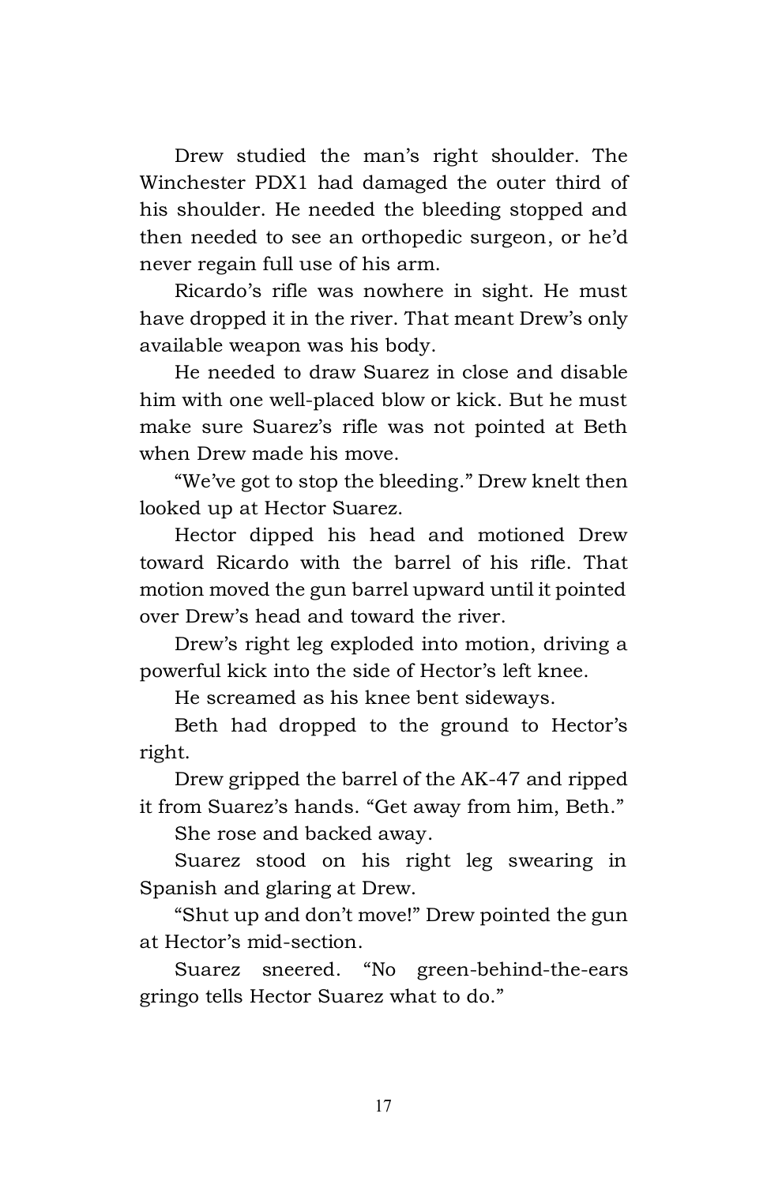Drew studied the man's right shoulder. The Winchester PDX1 had damaged the outer third of his shoulder. He needed the bleeding stopped and then needed to see an orthopedic surgeon, or he'd never regain full use of his arm.

Ricardo's rifle was nowhere in sight. He must have dropped it in the river. That meant Drew's only available weapon was his body.

He needed to draw Suarez in close and disable him with one well-placed blow or kick. But he must make sure Suarez's rifle was not pointed at Beth when Drew made his move.

"We've got to stop the bleeding." Drew knelt then looked up at Hector Suarez.

Hector dipped his head and motioned Drew toward Ricardo with the barrel of his rifle. That motion moved the gun barrel upward until it pointed over Drew's head and toward the river.

Drew's right leg exploded into motion, driving a powerful kick into the side of Hector's left knee.

He screamed as his knee bent sideways.

Beth had dropped to the ground to Hector's right.

Drew gripped the barrel of the AK-47 and ripped it from Suarez's hands. "Get away from him, Beth."

She rose and backed away.

Suarez stood on his right leg swearing in Spanish and glaring at Drew.

"Shut up and don't move!" Drew pointed the gun at Hector's mid-section.

Suarez sneered. "No green-behind-the-ears gringo tells Hector Suarez what to do."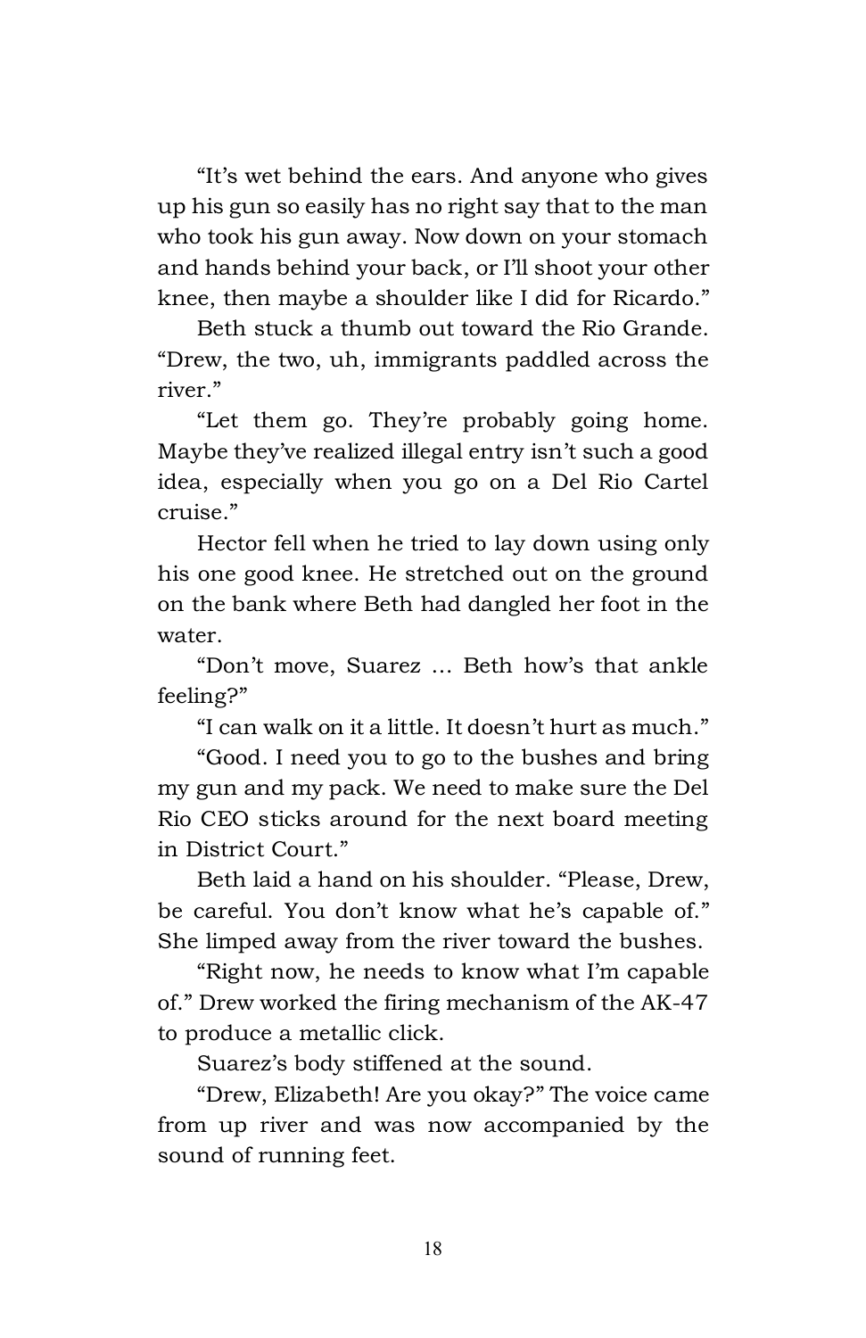"It's wet behind the ears. And anyone who gives up his gun so easily has no right say that to the man who took his gun away. Now down on your stomach and hands behind your back, or I'll shoot your other knee, then maybe a shoulder like I did for Ricardo."

Beth stuck a thumb out toward the Rio Grande. "Drew, the two, uh, immigrants paddled across the river."

"Let them go. They're probably going home. Maybe they've realized illegal entry isn't such a good idea, especially when you go on a Del Rio Cartel cruise."

Hector fell when he tried to lay down using only his one good knee. He stretched out on the ground on the bank where Beth had dangled her foot in the water.

"Don't move, Suarez … Beth how's that ankle feeling?"

"I can walk on it a little. It doesn't hurt as much."

"Good. I need you to go to the bushes and bring my gun and my pack. We need to make sure the Del Rio CEO sticks around for the next board meeting in District Court."

Beth laid a hand on his shoulder. "Please, Drew, be careful. You don't know what he's capable of." She limped away from the river toward the bushes.

"Right now, he needs to know what I'm capable of." Drew worked the firing mechanism of the AK-47 to produce a metallic click.

Suarez's body stiffened at the sound.

"Drew, Elizabeth! Are you okay?" The voice came from up river and was now accompanied by the sound of running feet.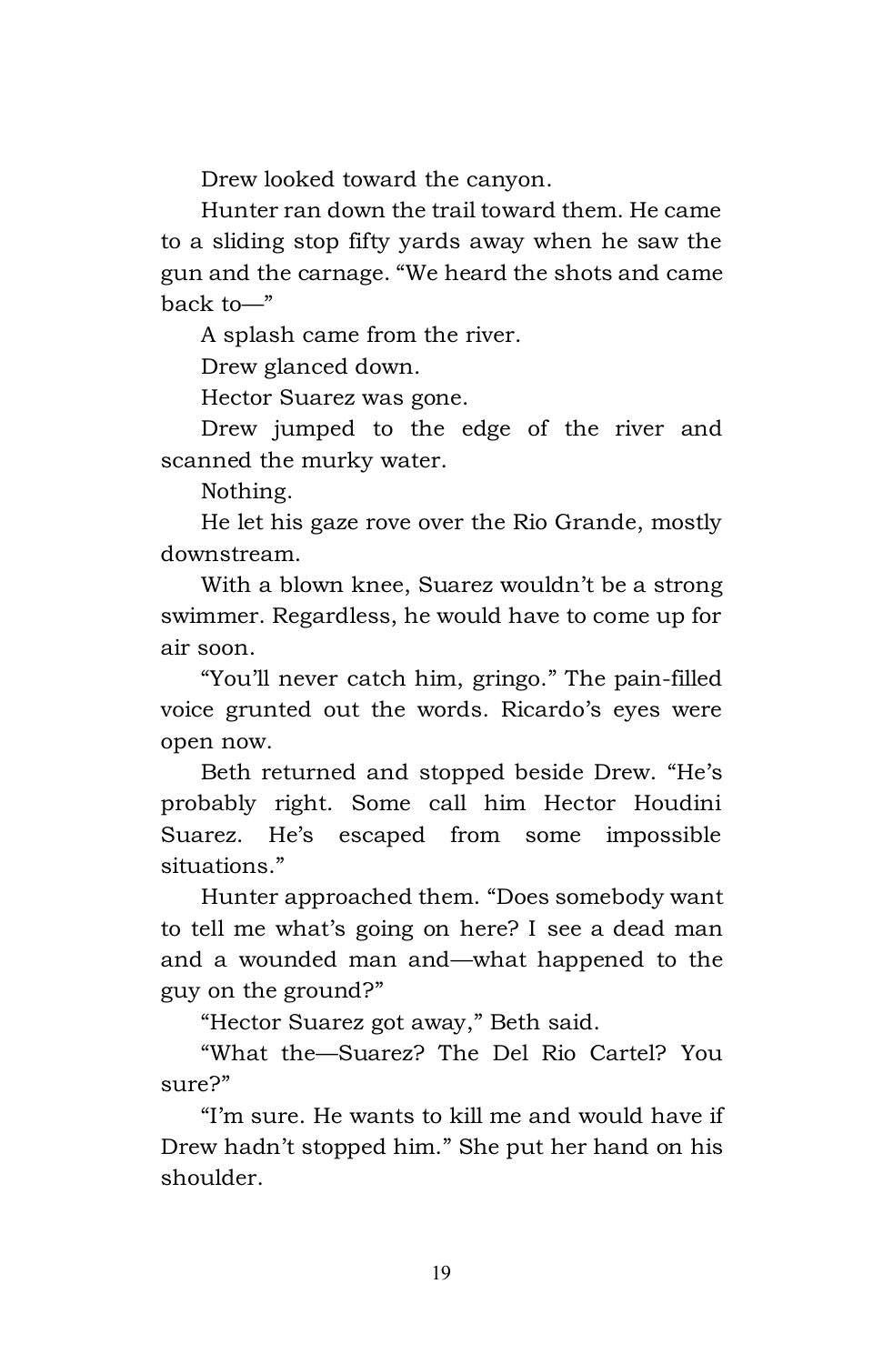Drew looked toward the canyon.

Hunter ran down the trail toward them. He came to a sliding stop fifty yards away when he saw the gun and the carnage. “We heard the shots and came back to—”

A splash came from the river.

Drew glanced down.

Hector Suarez was gone.

Drew jumped to the edge of the river and scanned the murky water.

Nothing.

He let his gaze rove over the Rio Grande, mostly downstream.

With a blown knee, Suarez wouldn’t be a strong swimmer. Regardless, he would have to come up for air soon.

“You’ll never catch him, gringo.” The pain-filled voice grunted out the words. Ricardo’s eyes were open now.

Beth returned and stopped beside Drew. “He’s probably right. Some call him Hector Houdini Suarez. He’s escaped from some impossible situations.”

Hunter approached them. “Does somebody want to tell me what’s going on here? I see a dead man and a wounded man and—what happened to the guy on the ground?”

“Hector Suarez got away,” Beth said.

“What the—Suarez? The Del Rio Cartel? You sure?”

“I’m sure. He wants to kill me and would have if Drew hadn’t stopped him.” She put her hand on his shoulder.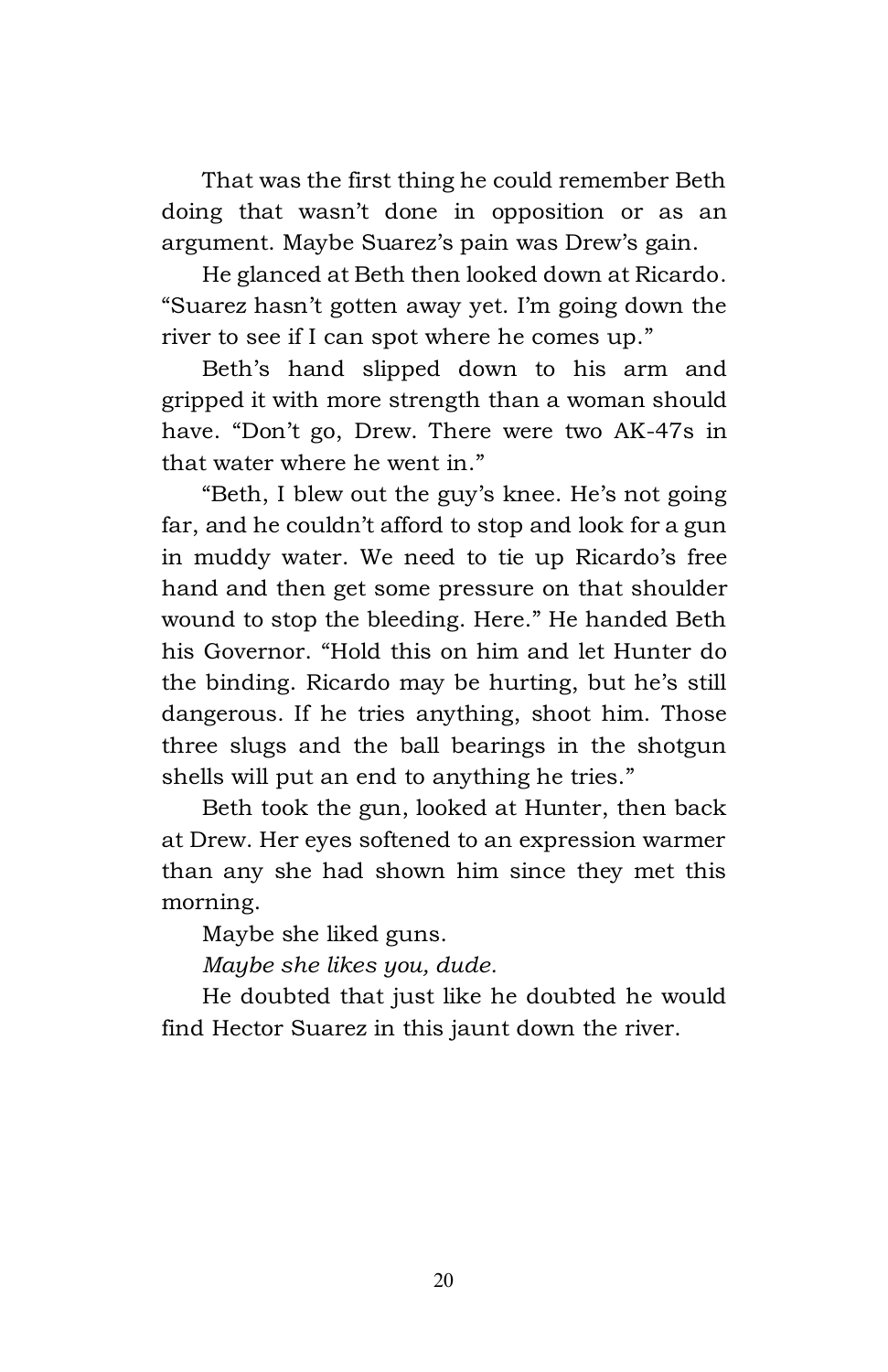That was the first thing he could remember Beth doing that wasn't done in opposition or as an argument. Maybe Suarez's pain was Drew's gain.

He glanced at Beth then looked down at Ricardo. "Suarez hasn't gotten away yet. I'm going down the river to see if I can spot where he comes up."

Beth's hand slipped down to his arm and gripped it with more strength than a woman should have. "Don't go, Drew. There were two AK-47s in that water where he went in."

"Beth, I blew out the guy's knee. He's not going far, and he couldn't afford to stop and look for a gun in muddy water. We need to tie up Ricardo's free hand and then get some pressure on that shoulder wound to stop the bleeding. Here." He handed Beth his Governor. "Hold this on him and let Hunter do the binding. Ricardo may be hurting, but he's still dangerous. If he tries anything, shoot him. Those three slugs and the ball bearings in the shotgun shells will put an end to anything he tries."

Beth took the gun, looked at Hunter, then back at Drew. Her eyes softened to an expression warmer than any she had shown him since they met this morning.

Maybe she liked guns.

*Maybe she likes you, dude.*

He doubted that just like he doubted he would find Hector Suarez in this jaunt down the river.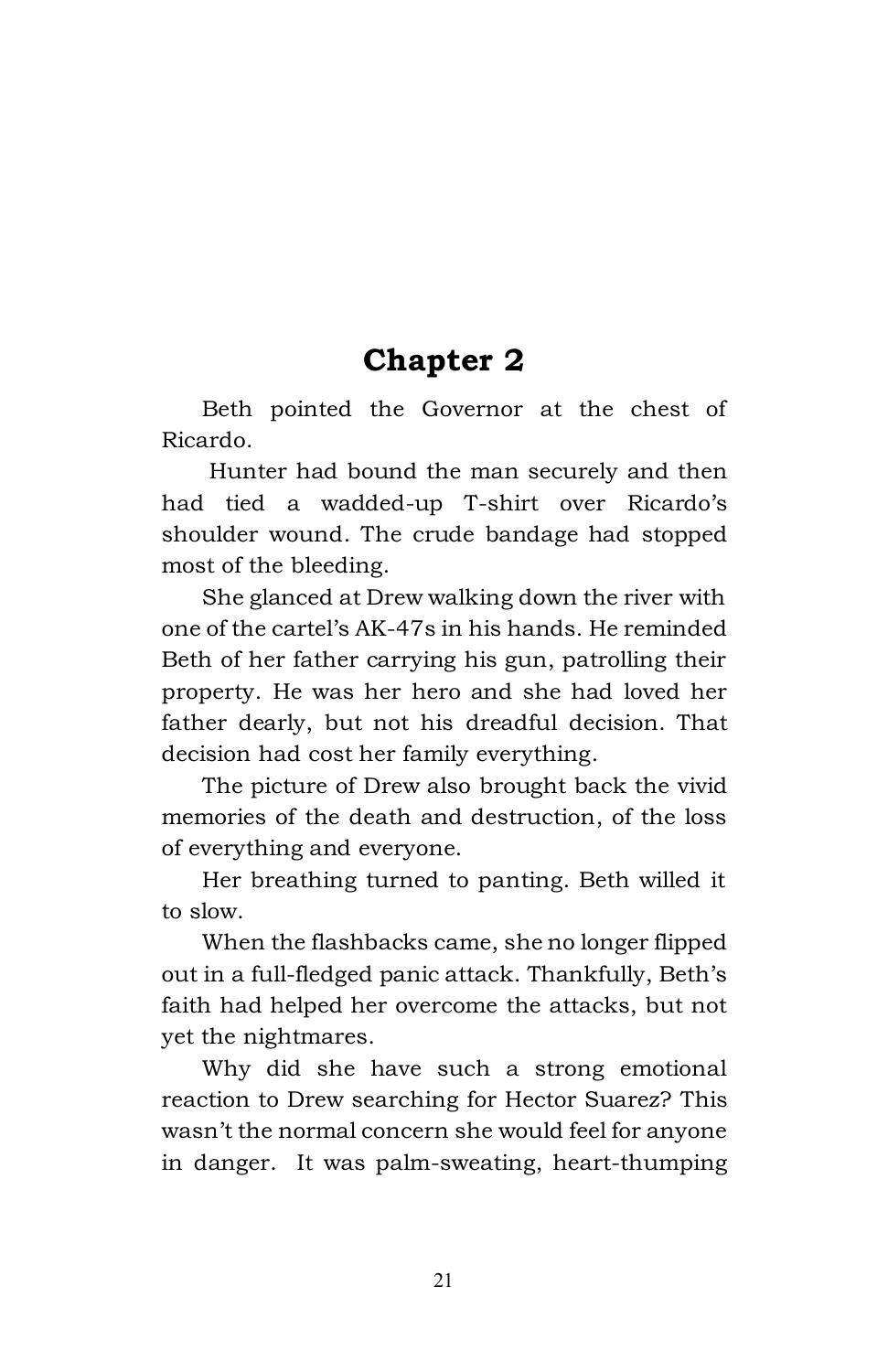# Chapter 2

Beth pointed the Governor at the chest of Ricardo.

Hunter had bound the man securely and then had tied a wadded-up T-shirt over Ricardo's shoulder wound. The crude bandage had stopped most of the bleeding.

She glanced at Drew walking down the river with one of the cartel's AK-47s in his hands. He reminded Beth of her father carrying his gun, patrolling their property. He was her hero and she had loved her father dearly, but not his dreadful decision. That decision had cost her family everything.

The picture of Drew also brought back the vivid memories of the death and destruction, of the loss of everything and everyone.

Her breathing turned to panting. Beth willed it to slow.

When the flashbacks came, she no longer flipped out in a full-fledged panic attack. Thankfully, Beth's faith had helped her overcome the attacks, but not yet the nightmares.

Why did she have such a strong emotional reaction to Drew searching for Hector Suarez? This wasn't the normal concern she would feel for anyone in danger. It was palm-sweating, heart-thumping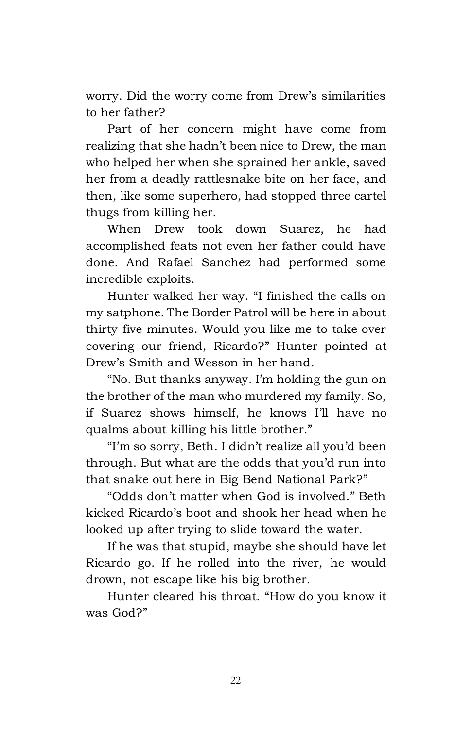worry. Did the worry come from Drew's similarities to her father?

Part of her concern might have come from realizing that she hadn't been nice to Drew, the man who helped her when she sprained her ankle, saved her from a deadly rattlesnake bite on her face, and then, like some superhero, had stopped three cartel thugs from killing her.

When Drew took down Suarez, he had accomplished feats not even her father could have done. And Rafael Sanchez had performed some incredible exploits.

Hunter walked her way. "I finished the calls on my satphone. The Border Patrol will be here in about thirty-five minutes. Would you like me to take over covering our friend, Ricardo?" Hunter pointed at Drew's Smith and Wesson in her hand.

"No. But thanks anyway. I'm holding the gun on the brother of the man who murdered my family. So, if Suarez shows himself, he knows I'll have no qualms about killing his little brother."

"I'm so sorry, Beth. I didn't realize all you'd been through. But what are the odds that you'd run into that snake out here in Big Bend National Park?"

"Odds don't matter when God is involved." Beth kicked Ricardo's boot and shook her head when he looked up after trying to slide toward the water.

If he was that stupid, maybe she should have let Ricardo go. If he rolled into the river, he would drown, not escape like his big brother.

Hunter cleared his throat. "How do you know it was God?"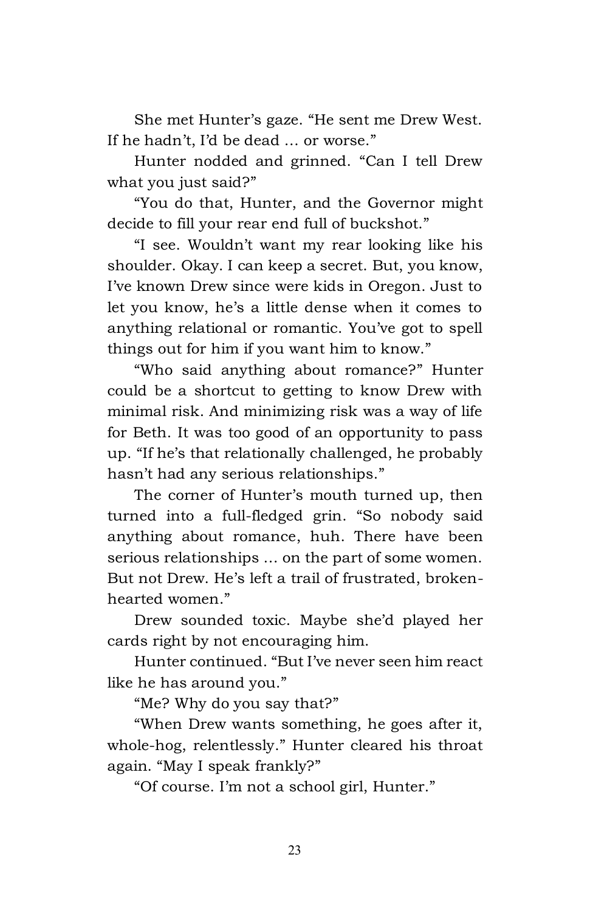She met Hunter's gaze. "He sent me Drew West. If he hadn't, I'd be dead … or worse."

Hunter nodded and grinned. "Can I tell Drew what you just said?"

"You do that, Hunter, and the Governor might decide to fill your rear end full of buckshot."

"I see. Wouldn't want my rear looking like his shoulder. Okay. I can keep a secret. But, you know, I've known Drew since were kids in Oregon. Just to let you know, he's a little dense when it comes to anything relational or romantic. You've got to spell things out for him if you want him to know."

"Who said anything about romance?" Hunter could be a shortcut to getting to know Drew with minimal risk. And minimizing risk was a way of life for Beth. It was too good of an opportunity to pass up. "If he's that relationally challenged, he probably hasn't had any serious relationships."

The corner of Hunter's mouth turned up, then turned into a full-fledged grin. "So nobody said anything about romance, huh. There have been serious relationships … on the part of some women. But not Drew. He's left a trail of frustrated, broken-hearted women."

Drew sounded toxic. Maybe she'd played her cards right by not encouraging him.

Hunter continued. "But I've never seen him react like he has around you."

"Me? Why do you say that?"

"When Drew wants something, he goes after it, whole-hog, relentlessly." Hunter cleared his throat again. "May I speak frankly?"

"Of course. I'm not a school girl, Hunter."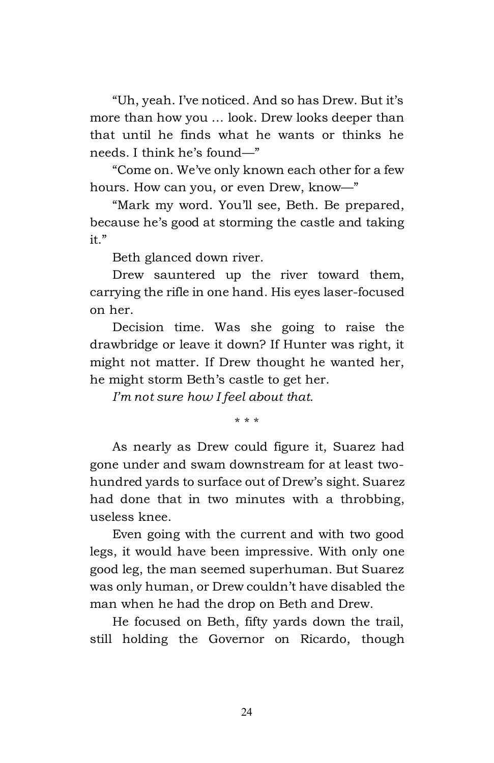"Uh, yeah. I've noticed. And so has Drew. But it's more than how you … look. Drew looks deeper than that until he finds what he wants or thinks he needs. I think he's found—"

"Come on. We've only known each other for a few hours. How can you, or even Drew, know—"

"Mark my word. You'll see, Beth. Be prepared, because he's good at storming the castle and taking it."

Beth glanced down river.

Drew sauntered up the river toward them, carrying the rifle in one hand. His eyes laser-focused on her.

Decision time. Was she going to raise the drawbridge or leave it down? If Hunter was right, it might not matter. If Drew thought he wanted her, he might storm Beth's castle to get her.

*I'm not sure how I feel about that.*

\* \* \*

As nearly as Drew could figure it, Suarez had gone under and swam downstream for at least two-hundred yards to surface out of Drew's sight. Suarez had done that in two minutes with a throbbing, useless knee.

Even going with the current and with two good legs, it would have been impressive. With only one good leg, the man seemed superhuman. But Suarez was only human, or Drew couldn't have disabled the man when he had the drop on Beth and Drew.

He focused on Beth, fifty yards down the trail, still holding the Governor on Ricardo, though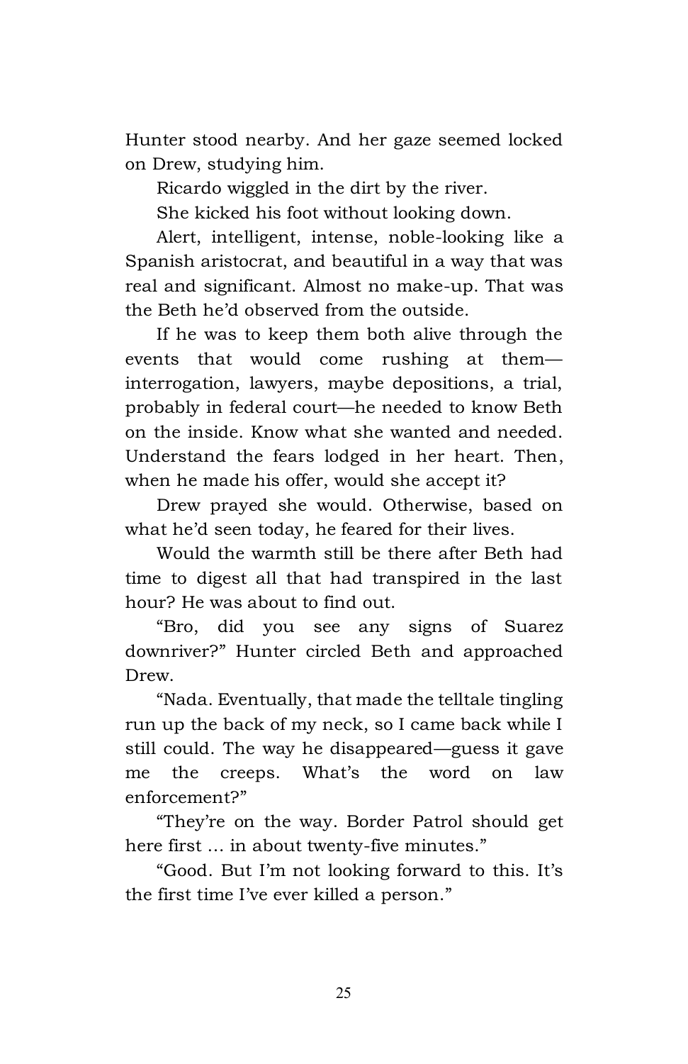Hunter stood nearby. And her gaze seemed locked on Drew, studying him.

Ricardo wiggled in the dirt by the river.

She kicked his foot without looking down.

Alert, intelligent, intense, noble-looking like a Spanish aristocrat, and beautiful in a way that was real and significant. Almost no make-up. That was the Beth he'd observed from the outside.

If he was to keep them both alive through the events that would come rushing at them—interrogation, lawyers, maybe depositions, a trial, probably in federal court—he needed to know Beth on the inside. Know what she wanted and needed. Understand the fears lodged in her heart. Then, when he made his offer, would she accept it?

Drew prayed she would. Otherwise, based on what he'd seen today, he feared for their lives.

Would the warmth still be there after Beth had time to digest all that had transpired in the last hour? He was about to find out.

"Bro, did you see any signs of Suarez downriver?" Hunter circled Beth and approached Drew.

"Nada. Eventually, that made the telltale tingling run up the back of my neck, so I came back while I still could. The way he disappeared—guess it gave me the creeps. What's the word on law enforcement?"

"They're on the way. Border Patrol should get here first … in about twenty-five minutes."

"Good. But I'm not looking forward to this. It's the first time I've ever killed a person."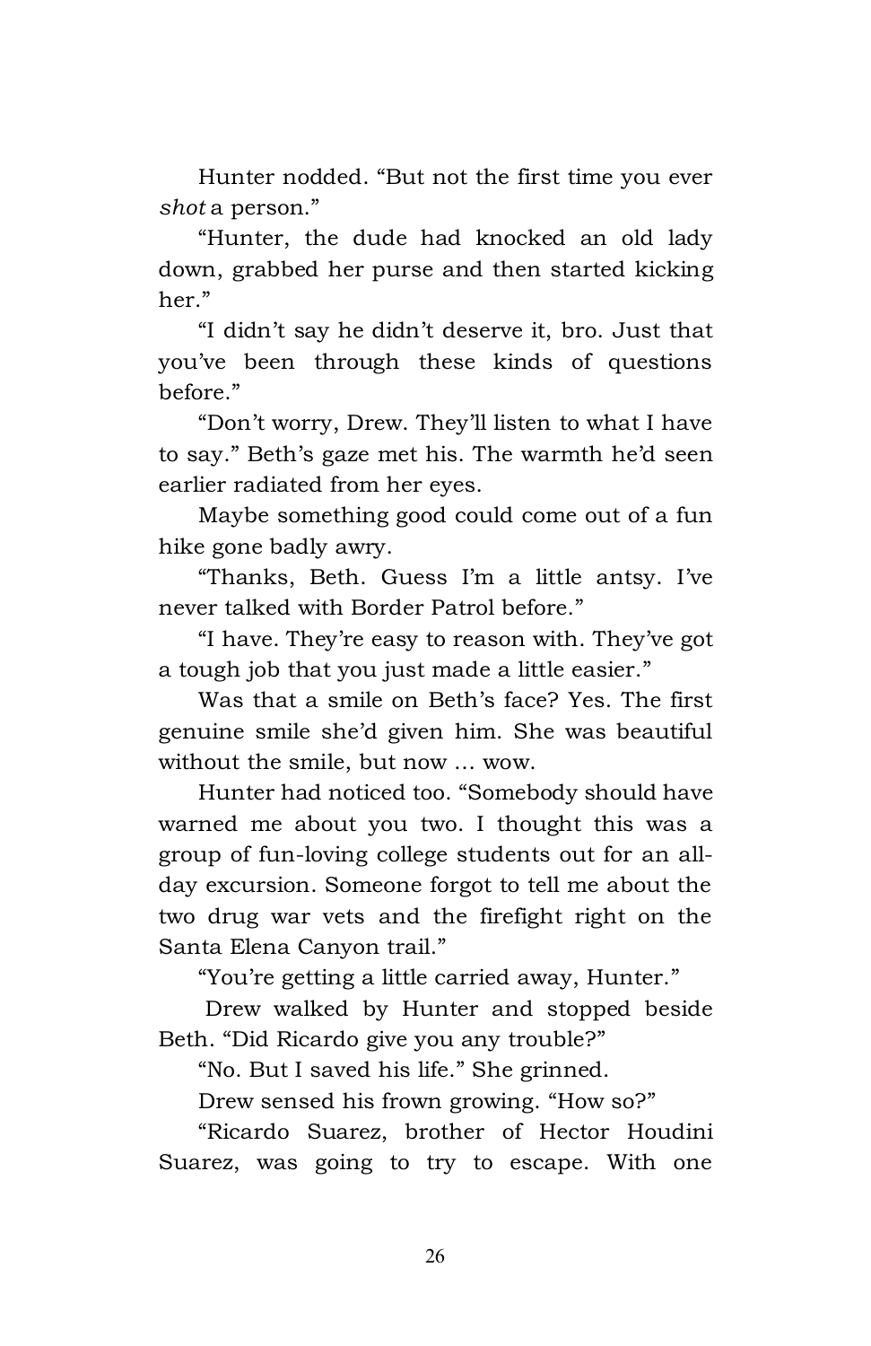Hunter nodded. "But not the first time you ever *shot* a person."

"Hunter, the dude had knocked an old lady down, grabbed her purse and then started kicking her."

"I didn't say he didn't deserve it, bro. Just that you've been through these kinds of questions before."

"Don't worry, Drew. They'll listen to what I have to say." Beth's gaze met his. The warmth he'd seen earlier radiated from her eyes.

Maybe something good could come out of a fun hike gone badly awry.

"Thanks, Beth. Guess I'm a little antsy. I've never talked with Border Patrol before."

"I have. They're easy to reason with. They've got a tough job that you just made a little easier."

Was that a smile on Beth's face? Yes. The first genuine smile she'd given him. She was beautiful without the smile, but now … wow.

Hunter had noticed too. "Somebody should have warned me about you two. I thought this was a group of fun-loving college students out for an all-day excursion. Someone forgot to tell me about the two drug war vets and the firefight right on the Santa Elena Canyon trail."

"You're getting a little carried away, Hunter."

Drew walked by Hunter and stopped beside Beth. "Did Ricardo give you any trouble?"

"No. But I saved his life." She grinned.

Drew sensed his frown growing. "How so?"

"Ricardo Suarez, brother of Hector Houdini Suarez, was going to try to escape. With one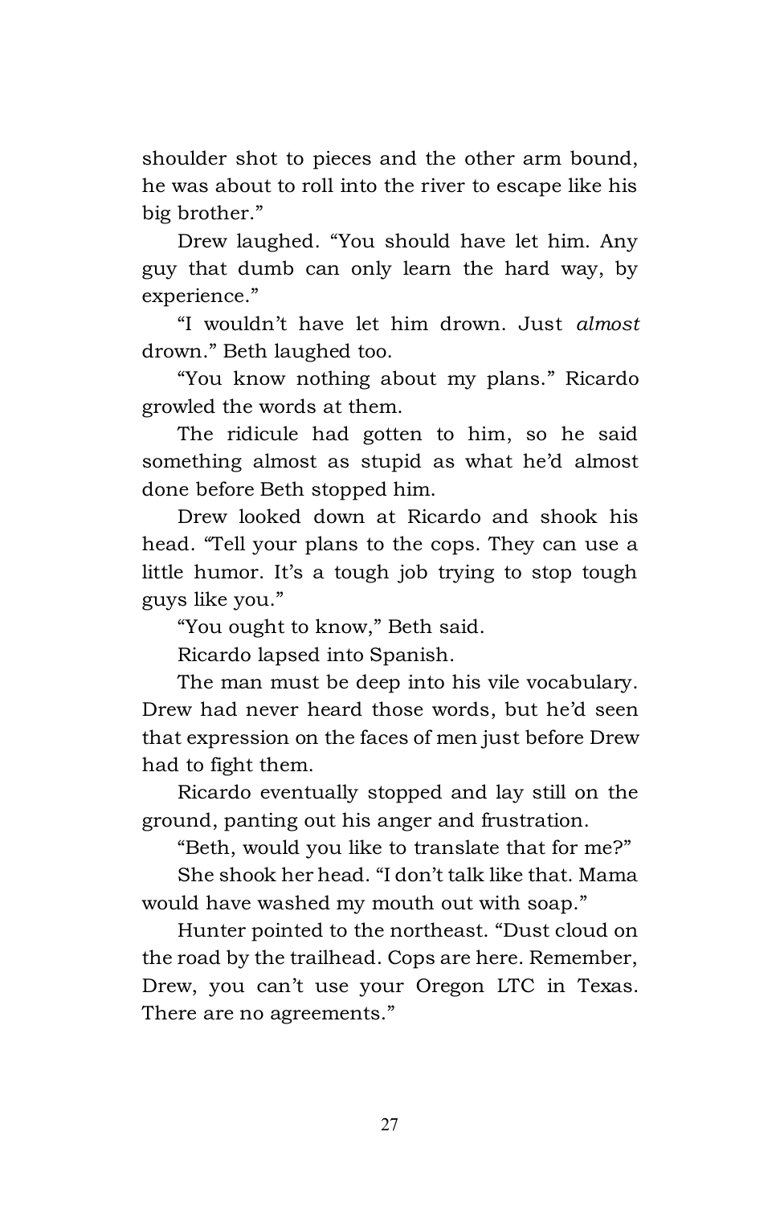shoulder shot to pieces and the other arm bound, he was about to roll into the river to escape like his big brother."

Drew laughed. "You should have let him. Any guy that dumb can only learn the hard way, by experience."

"I wouldn't have let him drown. Just *almost* drown." Beth laughed too.

"You know nothing about my plans." Ricardo growled the words at them.

The ridicule had gotten to him, so he said something almost as stupid as what he'd almost done before Beth stopped him.

Drew looked down at Ricardo and shook his head. "Tell your plans to the cops. They can use a little humor. It's a tough job trying to stop tough guys like you."

"You ought to know," Beth said.

Ricardo lapsed into Spanish.

The man must be deep into his vile vocabulary. Drew had never heard those words, but he'd seen that expression on the faces of men just before Drew had to fight them.

Ricardo eventually stopped and lay still on the ground, panting out his anger and frustration.

"Beth, would you like to translate that for me?"

She shook her head. "I don't talk like that. Mama would have washed my mouth out with soap."

Hunter pointed to the northeast. "Dust cloud on the road by the trailhead. Cops are here. Remember, Drew, you can't use your Oregon LTC in Texas. There are no agreements."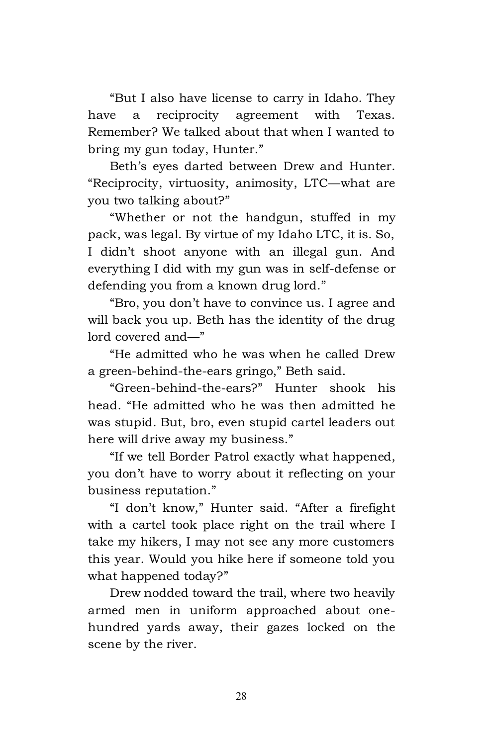"But I also have license to carry in Idaho. They have a reciprocity agreement with Texas. Remember? We talked about that when I wanted to bring my gun today, Hunter."

Beth's eyes darted between Drew and Hunter. "Reciprocity, virtuosity, animosity, LTC—what are you two talking about?"

"Whether or not the handgun, stuffed in my pack, was legal. By virtue of my Idaho LTC, it is. So, I didn't shoot anyone with an illegal gun. And everything I did with my gun was in self-defense or defending you from a known drug lord."

"Bro, you don't have to convince us. I agree and will back you up. Beth has the identity of the drug lord covered and—"

"He admitted who he was when he called Drew a green-behind-the-ears gringo," Beth said.

"Green-behind-the-ears?" Hunter shook his head. "He admitted who he was then admitted he was stupid. But, bro, even stupid cartel leaders out here will drive away my business."

"If we tell Border Patrol exactly what happened, you don't have to worry about it reflecting on your business reputation."

"I don't know," Hunter said. "After a firefight with a cartel took place right on the trail where I take my hikers, I may not see any more customers this year. Would you hike here if someone told you what happened today?"

Drew nodded toward the trail, where two heavily armed men in uniform approached about one-hundred yards away, their gazes locked on the scene by the river.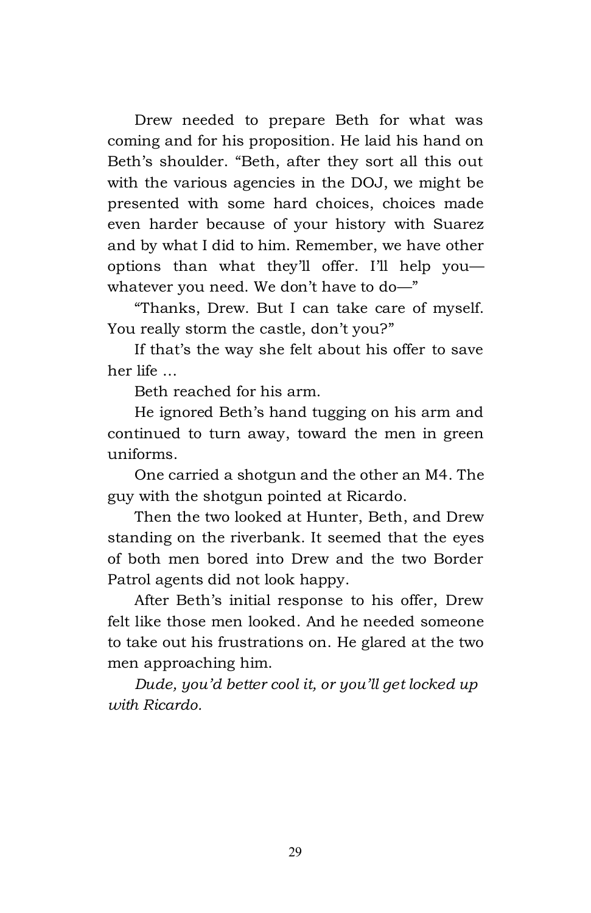Drew needed to prepare Beth for what was coming and for his proposition. He laid his hand on Beth's shoulder. "Beth, after they sort all this out with the various agencies in the DOJ, we might be presented with some hard choices, choices made even harder because of your history with Suarez and by what I did to him. Remember, we have other options than what they'll offer. I'll help you—whatever you need. We don't have to do—"

"Thanks, Drew. But I can take care of myself. You really storm the castle, don't you?"

If that's the way she felt about his offer to save her life …

Beth reached for his arm.

He ignored Beth's hand tugging on his arm and continued to turn away, toward the men in green uniforms.

One carried a shotgun and the other an M4. The guy with the shotgun pointed at Ricardo.

Then the two looked at Hunter, Beth, and Drew standing on the riverbank. It seemed that the eyes of both men bored into Drew and the two Border Patrol agents did not look happy.

After Beth's initial response to his offer, Drew felt like those men looked. And he needed someone to take out his frustrations on. He glared at the two men approaching him.

*Dude, you'd better cool it, or you'll get locked up with Ricardo.*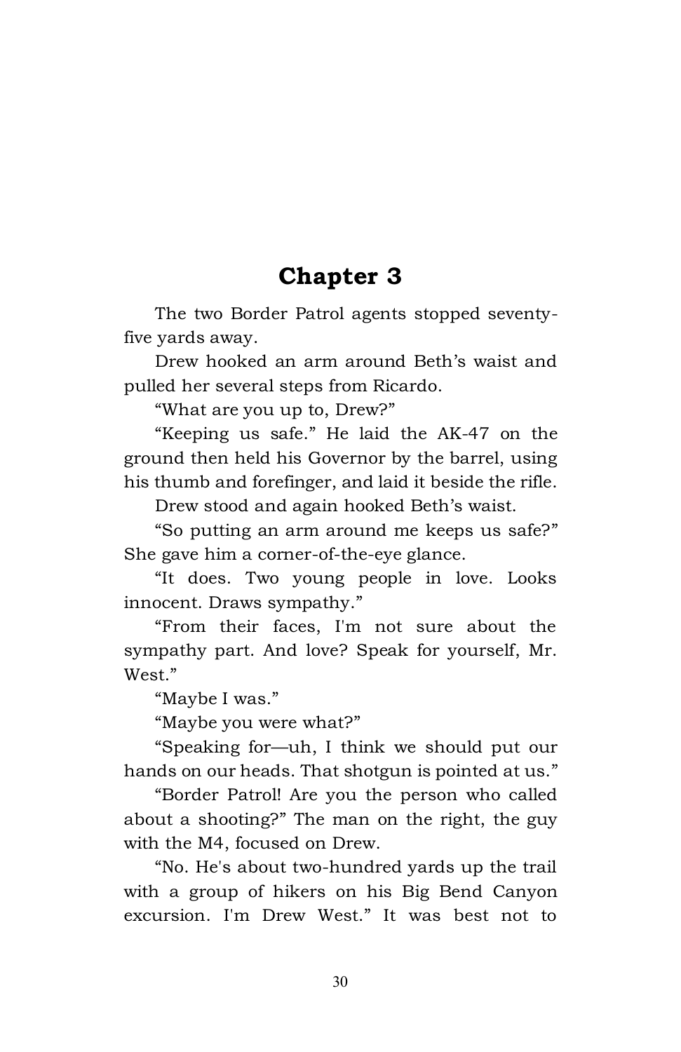# Chapter 3

The two Border Patrol agents stopped seventy-five yards away.

Drew hooked an arm around Beth's waist and pulled her several steps from Ricardo.

"What are you up to, Drew?"

"Keeping us safe." He laid the AK-47 on the ground then held his Governor by the barrel, using his thumb and forefinger, and laid it beside the rifle.

Drew stood and again hooked Beth's waist.

"So putting an arm around me keeps us safe?" She gave him a corner-of-the-eye glance.

"It does. Two young people in love. Looks innocent. Draws sympathy."

"From their faces, I'm not sure about the sympathy part. And love? Speak for yourself, Mr. West."

"Maybe I was."

"Maybe you were what?"

"Speaking for—uh, I think we should put our hands on our heads. That shotgun is pointed at us."

"Border Patrol! Are you the person who called about a shooting?" The man on the right, the guy with the M4, focused on Drew.

"No. He's about two-hundred yards up the trail with a group of hikers on his Big Bend Canyon excursion. I'm Drew West." It was best not to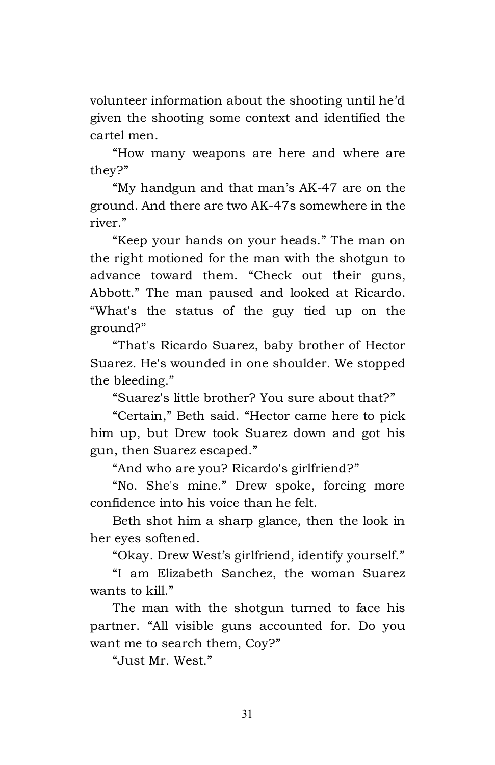volunteer information about the shooting until he'd given the shooting some context and identified the cartel men.

"How many weapons are here and where are they?"

"My handgun and that man's AK-47 are on the ground. And there are two AK-47s somewhere in the river."

"Keep your hands on your heads." The man on the right motioned for the man with the shotgun to advance toward them. "Check out their guns, Abbott." The man paused and looked at Ricardo. "What's the status of the guy tied up on the ground?"

"That's Ricardo Suarez, baby brother of Hector Suarez. He's wounded in one shoulder. We stopped the bleeding."

"Suarez's little brother? You sure about that?"

"Certain," Beth said. "Hector came here to pick him up, but Drew took Suarez down and got his gun, then Suarez escaped."

"And who are you? Ricardo's girlfriend?"

"No. She's mine." Drew spoke, forcing more confidence into his voice than he felt.

Beth shot him a sharp glance, then the look in her eyes softened.

"Okay. Drew West's girlfriend, identify yourself."

"I am Elizabeth Sanchez, the woman Suarez wants to kill."

The man with the shotgun turned to face his partner. "All visible guns accounted for. Do you want me to search them, Coy?"

"Just Mr. West."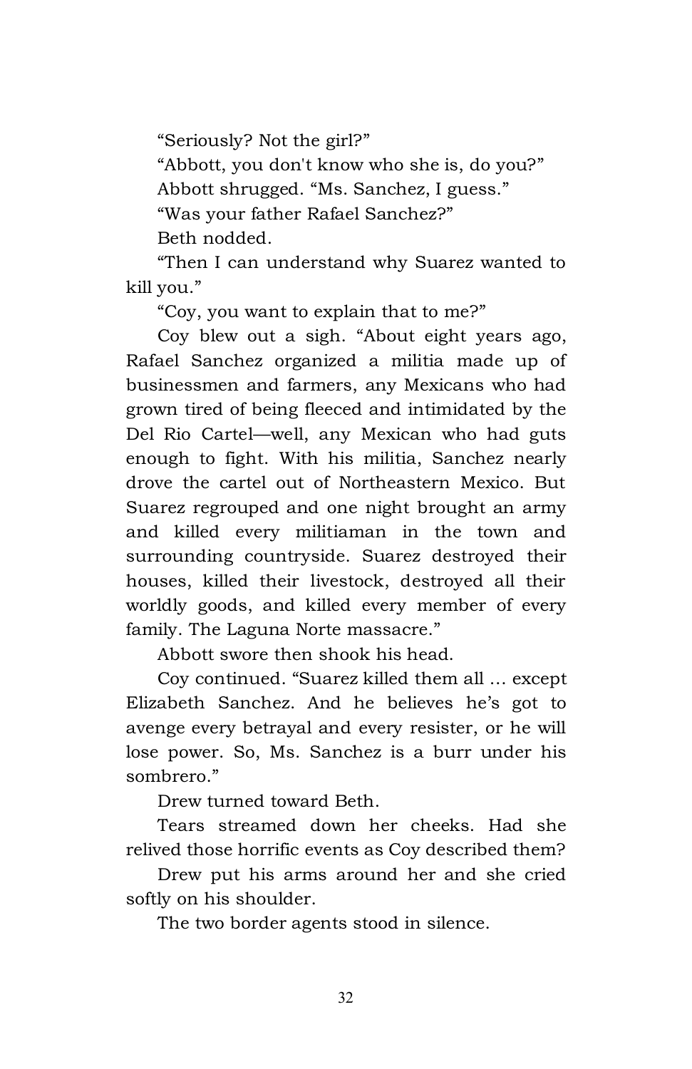"Seriously? Not the girl?"

"Abbott, you don't know who she is, do you?"

Abbott shrugged. "Ms. Sanchez, I guess."

"Was your father Rafael Sanchez?"

Beth nodded.

"Then I can understand why Suarez wanted to kill you."

"Coy, you want to explain that to me?"

Coy blew out a sigh. "About eight years ago, Rafael Sanchez organized a militia made up of businessmen and farmers, any Mexicans who had grown tired of being fleeced and intimidated by the Del Rio Cartel—well, any Mexican who had guts enough to fight. With his militia, Sanchez nearly drove the cartel out of Northeastern Mexico. But Suarez regrouped and one night brought an army and killed every militiaman in the town and surrounding countryside. Suarez destroyed their houses, killed their livestock, destroyed all their worldly goods, and killed every member of every family. The Laguna Norte massacre."

Abbott swore then shook his head.

Coy continued. "Suarez killed them all … except Elizabeth Sanchez. And he believes he's got to avenge every betrayal and every resister, or he will lose power. So, Ms. Sanchez is a burr under his sombrero."

Drew turned toward Beth.

Tears streamed down her cheeks. Had she relived those horrific events as Coy described them?

Drew put his arms around her and she cried softly on his shoulder.

The two border agents stood in silence.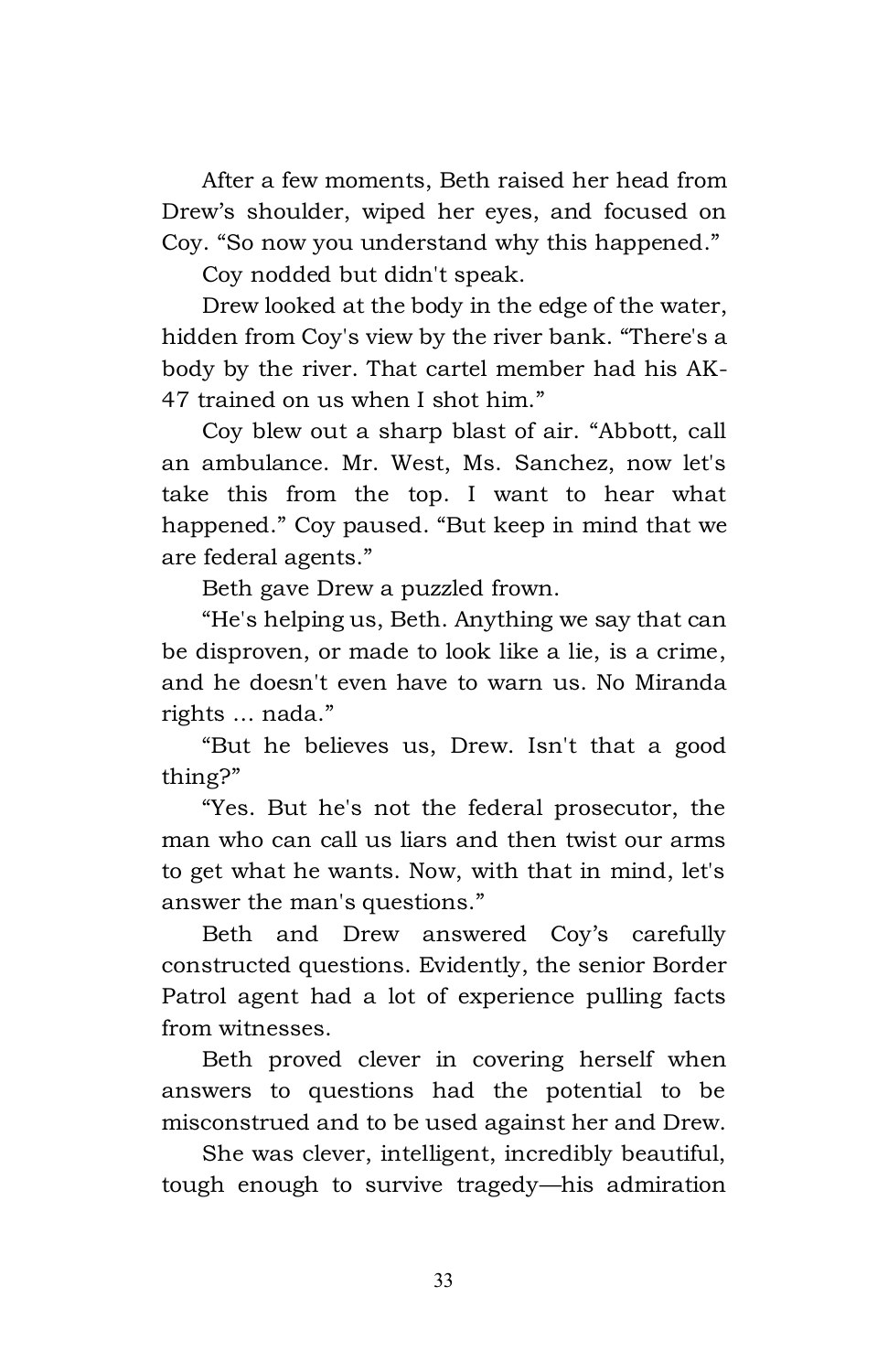After a few moments, Beth raised her head from Drew's shoulder, wiped her eyes, and focused on Coy. "So now you understand why this happened."

Coy nodded but didn't speak.

Drew looked at the body in the edge of the water, hidden from Coy's view by the river bank. "There's a body by the river. That cartel member had his AK-47 trained on us when I shot him."

Coy blew out a sharp blast of air. "Abbott, call an ambulance. Mr. West, Ms. Sanchez, now let's take this from the top. I want to hear what happened." Coy paused. "But keep in mind that we are federal agents."

Beth gave Drew a puzzled frown.

"He's helping us, Beth. Anything we say that can be disproven, or made to look like a lie, is a crime, and he doesn't even have to warn us. No Miranda rights ... nada."

"But he believes us, Drew. Isn't that a good thing?"

"Yes. But he's not the federal prosecutor, the man who can call us liars and then twist our arms to get what he wants. Now, with that in mind, let's answer the man's questions."

Beth and Drew answered Coy's carefully constructed questions. Evidently, the senior Border Patrol agent had a lot of experience pulling facts from witnesses.

Beth proved clever in covering herself when answers to questions had the potential to be misconstrued and to be used against her and Drew.

She was clever, intelligent, incredibly beautiful, tough enough to survive tragedy—his admiration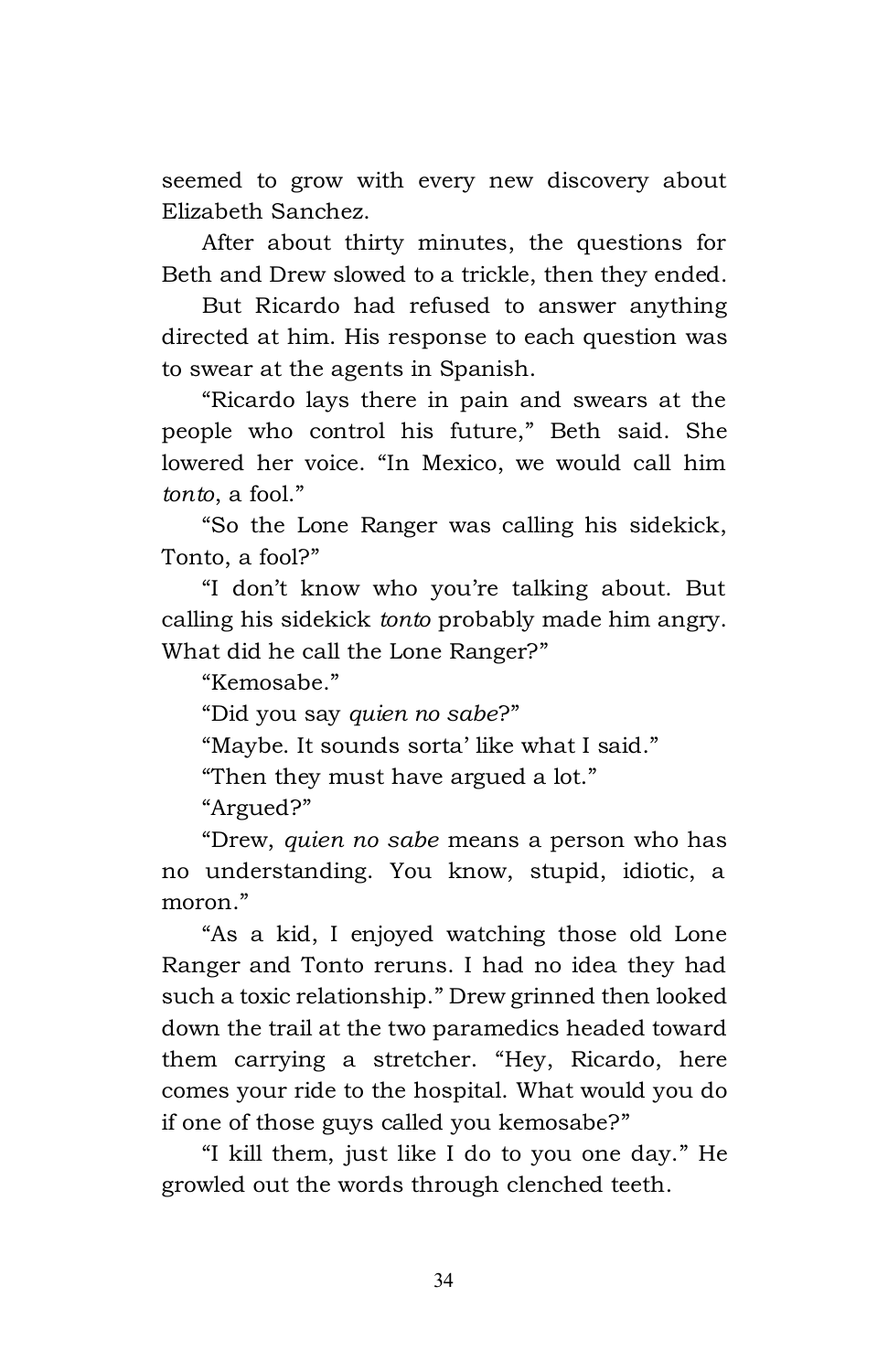seemed to grow with every new discovery about Elizabeth Sanchez.

After about thirty minutes, the questions for Beth and Drew slowed to a trickle, then they ended.

But Ricardo had refused to answer anything directed at him. His response to each question was to swear at the agents in Spanish.

"Ricardo lays there in pain and swears at the people who control his future," Beth said. She lowered her voice. "In Mexico, we would call him *tonto*, a fool."

"So the Lone Ranger was calling his sidekick, Tonto, a fool?"

"I don't know who you're talking about. But calling his sidekick *tonto* probably made him angry. What did he call the Lone Ranger?"

"Kemosabe."

"Did you say *quien no sabe*?"

"Maybe. It sounds sorta' like what I said."

"Then they must have argued a lot."

"Argued?"

"Drew, *quien no sabe* means a person who has no understanding. You know, stupid, idiotic, a moron."

"As a kid, I enjoyed watching those old Lone Ranger and Tonto reruns. I had no idea they had such a toxic relationship." Drew grinned then looked down the trail at the two paramedics headed toward them carrying a stretcher. "Hey, Ricardo, here comes your ride to the hospital. What would you do if one of those guys called you kemosabe?"

"I kill them, just like I do to you one day." He growled out the words through clenched teeth.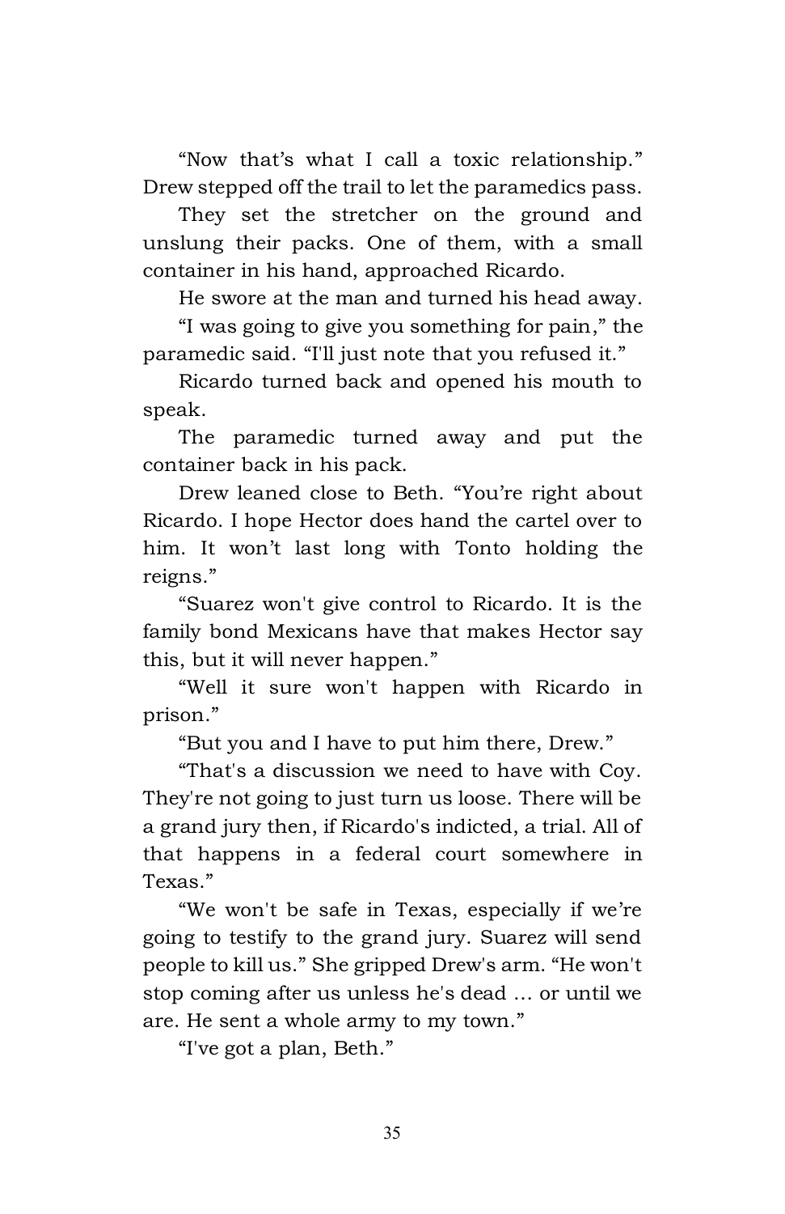"Now that's what I call a toxic relationship." Drew stepped off the trail to let the paramedics pass.

They set the stretcher on the ground and unslung their packs. One of them, with a small container in his hand, approached Ricardo.

He swore at the man and turned his head away.

"I was going to give you something for pain," the paramedic said. "I'll just note that you refused it."

Ricardo turned back and opened his mouth to speak.

The paramedic turned away and put the container back in his pack.

Drew leaned close to Beth. "You're right about Ricardo. I hope Hector does hand the cartel over to him. It won't last long with Tonto holding the reigns."

"Suarez won't give control to Ricardo. It is the family bond Mexicans have that makes Hector say this, but it will never happen."

"Well it sure won't happen with Ricardo in prison."

"But you and I have to put him there, Drew."

"That's a discussion we need to have with Coy. They're not going to just turn us loose. There will be a grand jury then, if Ricardo's indicted, a trial. All of that happens in a federal court somewhere in Texas."

"We won't be safe in Texas, especially if we're going to testify to the grand jury. Suarez will send people to kill us." She gripped Drew's arm. "He won't stop coming after us unless he's dead … or until we are. He sent a whole army to my town."

"I've got a plan, Beth."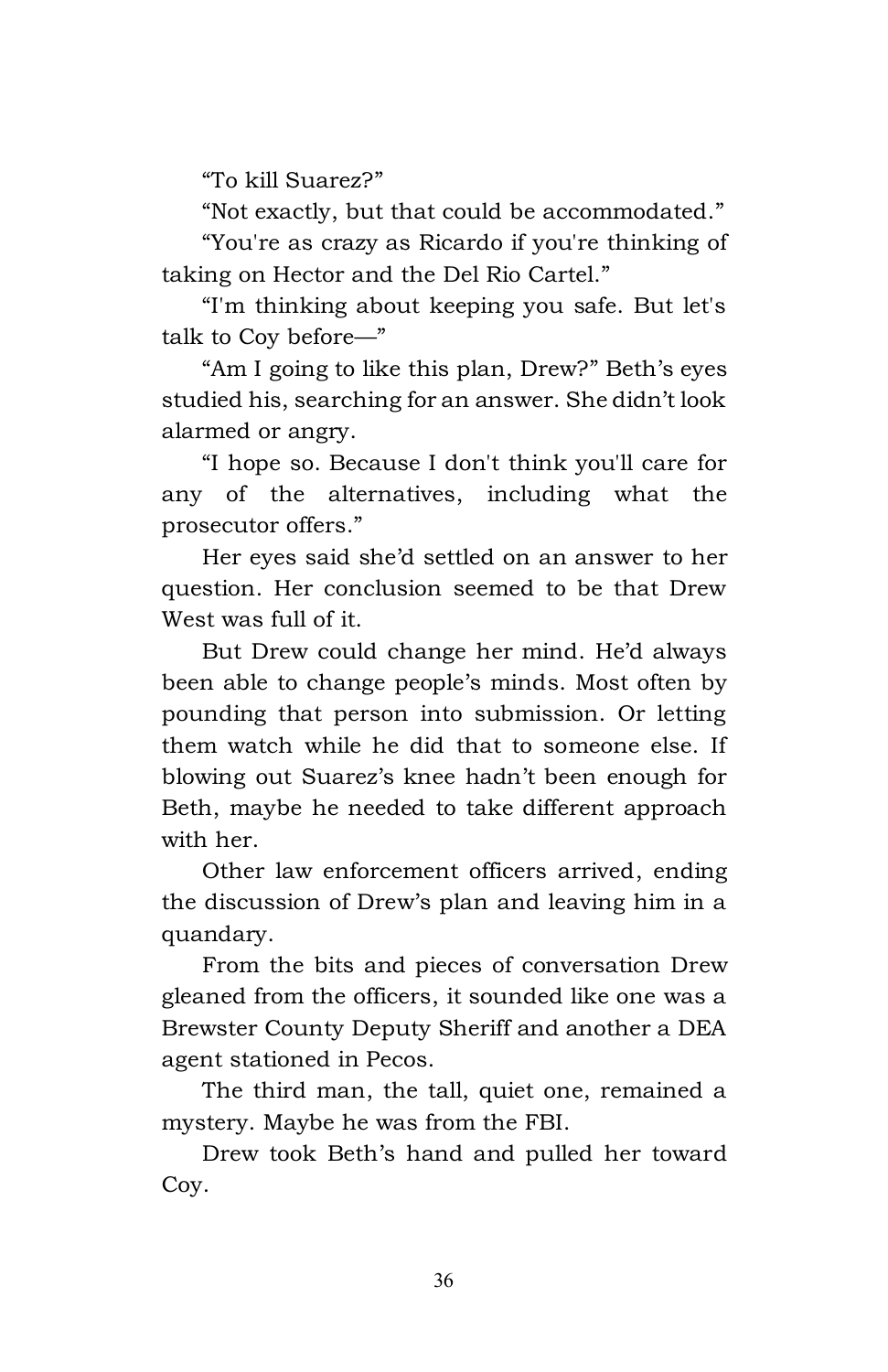“To kill Suarez?”

“Not exactly, but that could be accommodated.”

“You're as crazy as Ricardo if you're thinking of taking on Hector and the Del Rio Cartel.”

“I'm thinking about keeping you safe. But let's talk to Coy before—”

“Am I going to like this plan, Drew?” Beth’s eyes studied his, searching for an answer. She didn’t look alarmed or angry.

“I hope so. Because I don't think you'll care for any of the alternatives, including what the prosecutor offers.”

Her eyes said she’d settled on an answer to her question. Her conclusion seemed to be that Drew West was full of it.

But Drew could change her mind. He’d always been able to change people’s minds. Most often by pounding that person into submission. Or letting them watch while he did that to someone else. If blowing out Suarez’s knee hadn’t been enough for Beth, maybe he needed to take different approach with her.

Other law enforcement officers arrived, ending the discussion of Drew’s plan and leaving him in a quandary.

From the bits and pieces of conversation Drew gleaned from the officers, it sounded like one was a Brewster County Deputy Sheriff and another a DEA agent stationed in Pecos.

The third man, the tall, quiet one, remained a mystery. Maybe he was from the FBI.

Drew took Beth’s hand and pulled her toward Coy.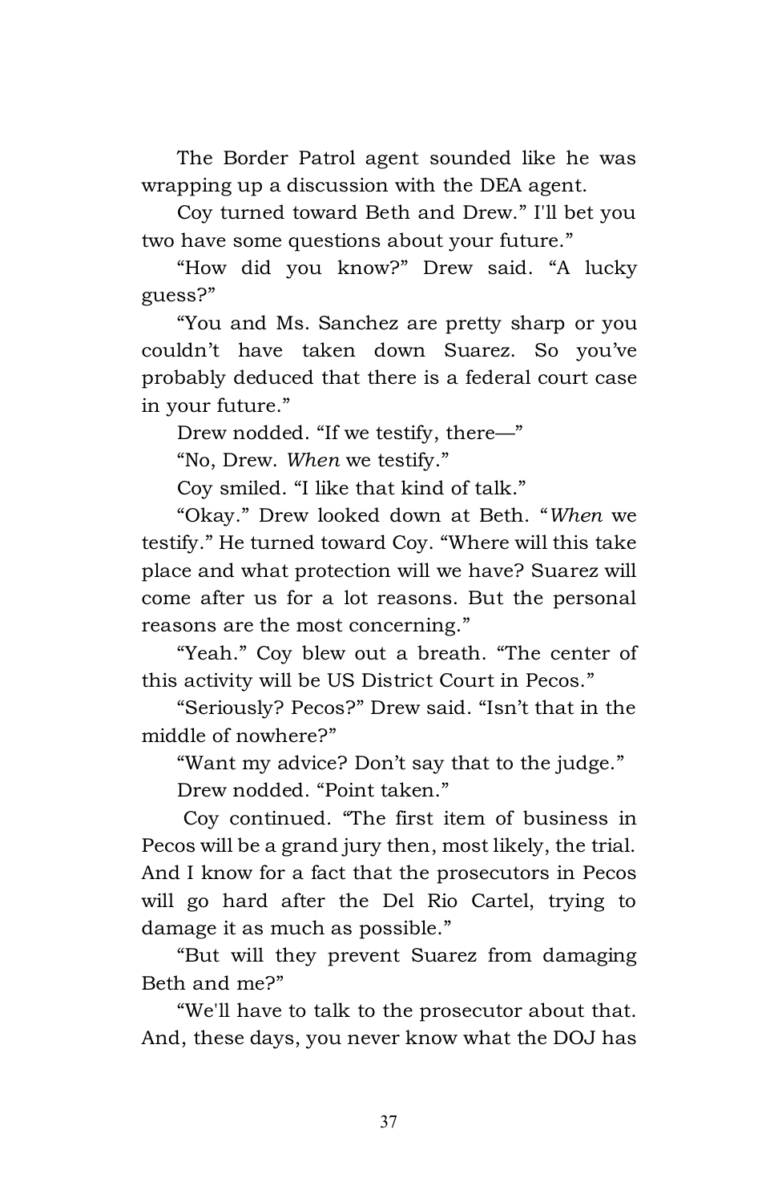The Border Patrol agent sounded like he was wrapping up a discussion with the DEA agent.

Coy turned toward Beth and Drew." I'll bet you two have some questions about your future."

"How did you know?" Drew said. "A lucky guess?"

"You and Ms. Sanchez are pretty sharp or you couldn't have taken down Suarez. So you've probably deduced that there is a federal court case in your future."

Drew nodded. "If we testify, there—"

"No, Drew. *When* we testify."

Coy smiled. "I like that kind of talk."

"Okay." Drew looked down at Beth. "*When* we testify." He turned toward Coy. "Where will this take place and what protection will we have? Suarez will come after us for a lot reasons. But the personal reasons are the most concerning."

"Yeah." Coy blew out a breath. "The center of this activity will be US District Court in Pecos."

"Seriously? Pecos?" Drew said. "Isn't that in the middle of nowhere?"

"Want my advice? Don't say that to the judge."

Drew nodded. "Point taken."

Coy continued. "The first item of business in Pecos will be a grand jury then, most likely, the trial. And I know for a fact that the prosecutors in Pecos will go hard after the Del Rio Cartel, trying to damage it as much as possible."

"But will they prevent Suarez from damaging Beth and me?"

"We'll have to talk to the prosecutor about that. And, these days, you never know what the DOJ has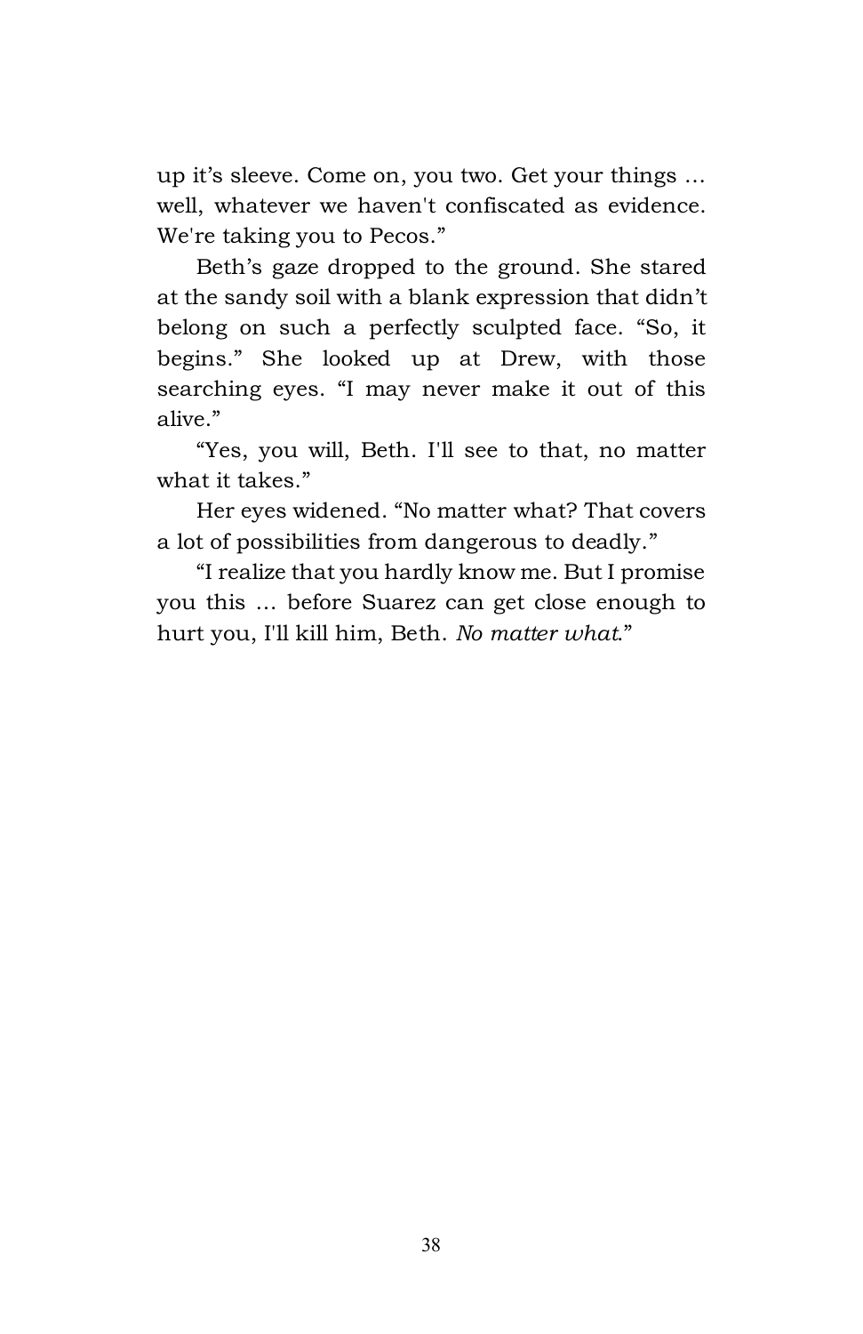up it's sleeve. Come on, you two. Get your things … well, whatever we haven't confiscated as evidence. We're taking you to Pecos."

Beth's gaze dropped to the ground. She stared at the sandy soil with a blank expression that didn't belong on such a perfectly sculpted face. "So, it begins." She looked up at Drew, with those searching eyes. "I may never make it out of this alive."

"Yes, you will, Beth. I'll see to that, no matter what it takes."

Her eyes widened. "No matter what? That covers a lot of possibilities from dangerous to deadly."

"I realize that you hardly know me. But I promise you this … before Suarez can get close enough to hurt you, I'll kill him, Beth. *No matter what*."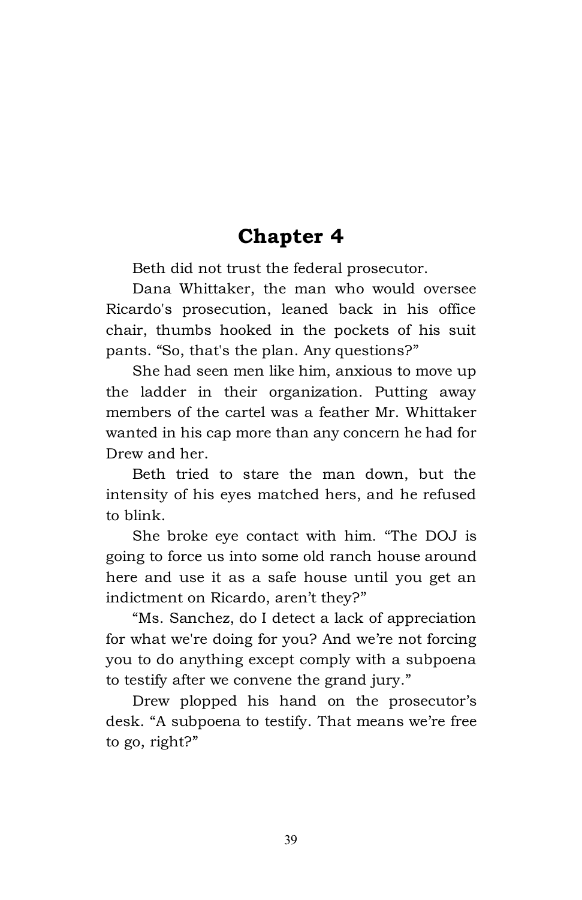# Chapter 4

Beth did not trust the federal prosecutor.

Dana Whittaker, the man who would oversee Ricardo's prosecution, leaned back in his office chair, thumbs hooked in the pockets of his suit pants. “So, that's the plan. Any questions?”

She had seen men like him, anxious to move up the ladder in their organization. Putting away members of the cartel was a feather Mr. Whittaker wanted in his cap more than any concern he had for Drew and her.

Beth tried to stare the man down, but the intensity of his eyes matched hers, and he refused to blink.

She broke eye contact with him. “The DOJ is going to force us into some old ranch house around here and use it as a safe house until you get an indictment on Ricardo, aren’t they?”

“Ms. Sanchez, do I detect a lack of appreciation for what we're doing for you? And we’re not forcing you to do anything except comply with a subpoena to testify after we convene the grand jury.”

Drew plopped his hand on the prosecutor’s desk. “A subpoena to testify. That means we’re free to go, right?”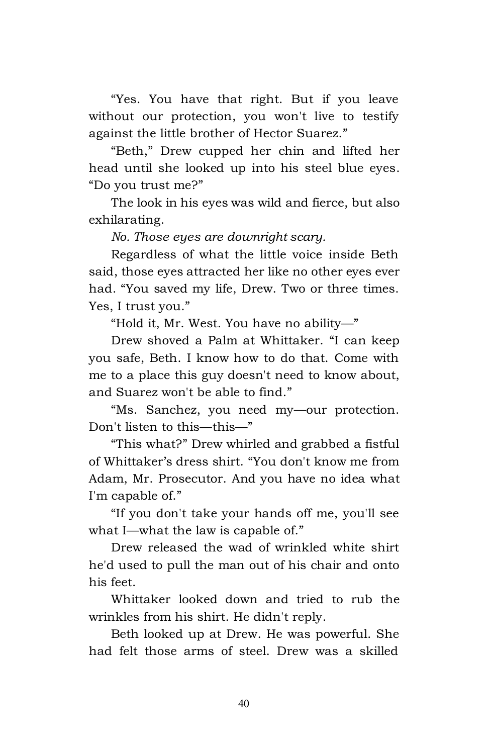"Yes. You have that right. But if you leave without our protection, you won't live to testify against the little brother of Hector Suarez."

"Beth," Drew cupped her chin and lifted her head until she looked up into his steel blue eyes. "Do you trust me?"

The look in his eyes was wild and fierce, but also exhilarating.

*No. Those eyes are downright scary.*

Regardless of what the little voice inside Beth said, those eyes attracted her like no other eyes ever had. "You saved my life, Drew. Two or three times. Yes, I trust you."

"Hold it, Mr. West. You have no ability—"

Drew shoved a Palm at Whittaker. "I can keep you safe, Beth. I know how to do that. Come with me to a place this guy doesn't need to know about, and Suarez won't be able to find."

"Ms. Sanchez, you need my—our protection. Don't listen to this—this—"

"This what?" Drew whirled and grabbed a fistful of Whittaker's dress shirt. "You don't know me from Adam, Mr. Prosecutor. And you have no idea what I'm capable of."

"If you don't take your hands off me, you'll see what I—what the law is capable of."

Drew released the wad of wrinkled white shirt he'd used to pull the man out of his chair and onto his feet.

Whittaker looked down and tried to rub the wrinkles from his shirt. He didn't reply.

Beth looked up at Drew. He was powerful. She had felt those arms of steel. Drew was a skilled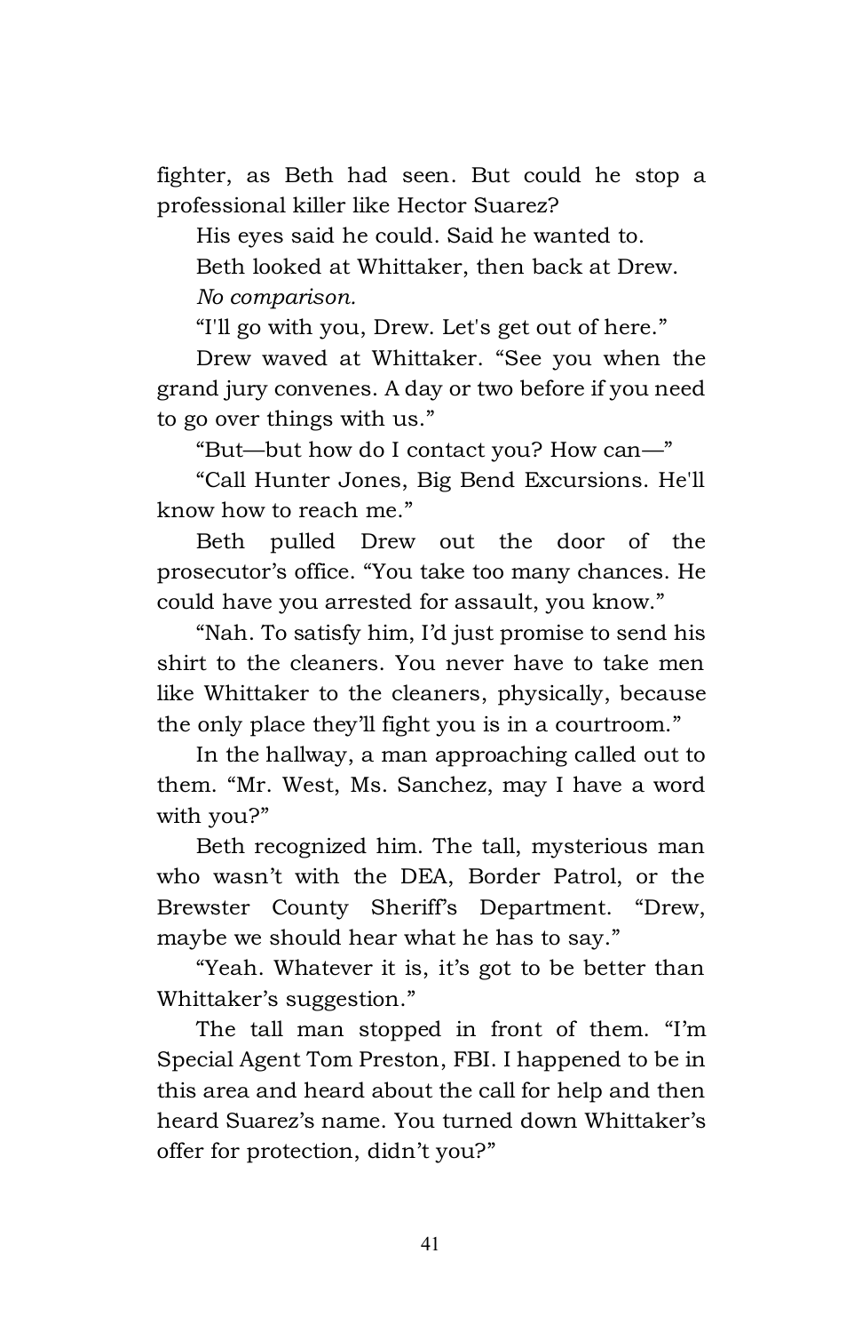fighter, as Beth had seen. But could he stop a professional killer like Hector Suarez?

His eyes said he could. Said he wanted to.

Beth looked at Whittaker, then back at Drew.

*No comparison.*

“I'll go with you, Drew. Let's get out of here.”

Drew waved at Whittaker. “See you when the grand jury convenes. A day or two before if you need to go over things with us.”

“But—but how do I contact you? How can—”

“Call Hunter Jones, Big Bend Excursions. He'll know how to reach me.”

Beth pulled Drew out the door of the prosecutor’s office. “You take too many chances. He could have you arrested for assault, you know.”

“Nah. To satisfy him, I’d just promise to send his shirt to the cleaners. You never have to take men like Whittaker to the cleaners, physically, because the only place they’ll fight you is in a courtroom.”

In the hallway, a man approaching called out to them. “Mr. West, Ms. Sanchez, may I have a word with you?”

Beth recognized him. The tall, mysterious man who wasn’t with the DEA, Border Patrol, or the Brewster County Sheriff’s Department. “Drew, maybe we should hear what he has to say.”

“Yeah. Whatever it is, it’s got to be better than Whittaker’s suggestion.”

The tall man stopped in front of them. “I’m Special Agent Tom Preston, FBI. I happened to be in this area and heard about the call for help and then heard Suarez’s name. You turned down Whittaker’s offer for protection, didn’t you?”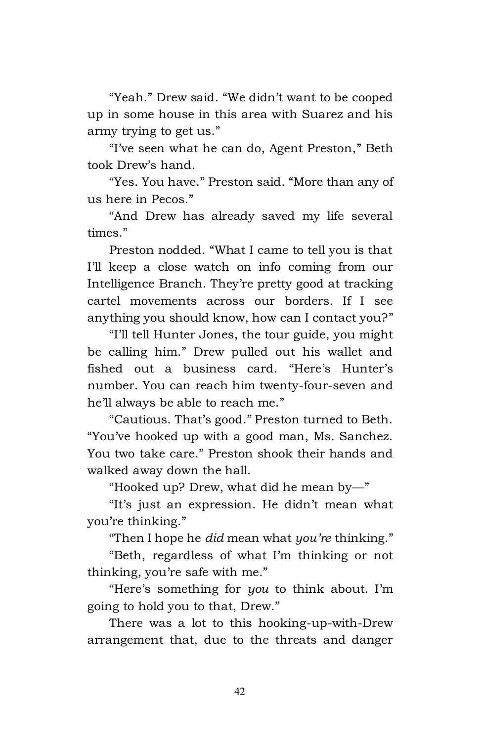"Yeah." Drew said. "We didn't want to be cooped up in some house in this area with Suarez and his army trying to get us."

"I've seen what he can do, Agent Preston," Beth took Drew's hand.

"Yes. You have." Preston said. "More than any of us here in Pecos."

"And Drew has already saved my life several times."

Preston nodded. "What I came to tell you is that I'll keep a close watch on info coming from our Intelligence Branch. They're pretty good at tracking cartel movements across our borders. If I see anything you should know, how can I contact you?"

"I'll tell Hunter Jones, the tour guide, you might be calling him." Drew pulled out his wallet and fished out a business card. "Here's Hunter's number. You can reach him twenty-four-seven and he'll always be able to reach me."

"Cautious. That's good." Preston turned to Beth. "You've hooked up with a good man, Ms. Sanchez. You two take care." Preston shook their hands and walked away down the hall.

"Hooked up? Drew, what did he mean by—"

"It's just an expression. He didn't mean what you're thinking."

"Then I hope he *did* mean what *you're* thinking."

"Beth, regardless of what I'm thinking or not thinking, you're safe with me."

"Here's something for *you* to think about. I'm going to hold you to that, Drew."

There was a lot to this hooking-up-with-Drew arrangement that, due to the threats and danger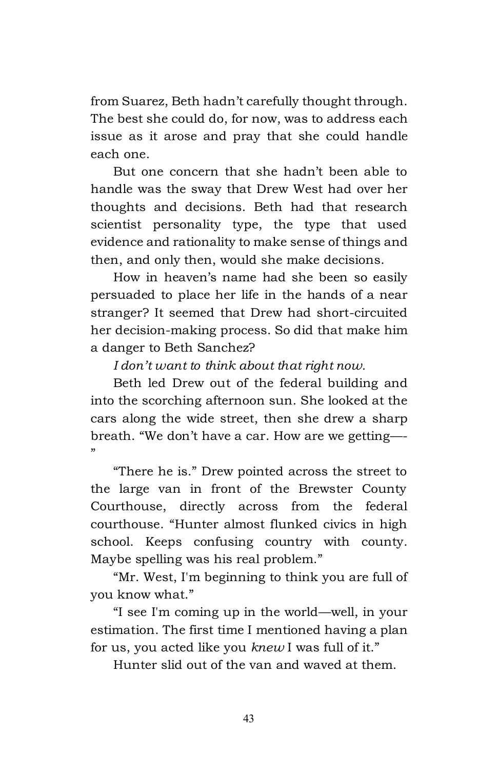from Suarez, Beth hadn't carefully thought through. The best she could do, for now, was to address each issue as it arose and pray that she could handle each one.

But one concern that she hadn't been able to handle was the sway that Drew West had over her thoughts and decisions. Beth had that research scientist personality type, the type that used evidence and rationality to make sense of things and then, and only then, would she make decisions.

How in heaven's name had she been so easily persuaded to place her life in the hands of a near stranger? It seemed that Drew had short-circuited her decision-making process. So did that make him a danger to Beth Sanchez?

*I don't want to think about that right now.*

Beth led Drew out of the federal building and into the scorching afternoon sun. She looked at the cars along the wide street, then she drew a sharp breath. "We don't have a car. How are we getting—-"

"There he is." Drew pointed across the street to the large van in front of the Brewster County Courthouse, directly across from the federal courthouse. "Hunter almost flunked civics in high school. Keeps confusing country with county. Maybe spelling was his real problem."

"Mr. West, I'm beginning to think you are full of you know what."

"I see I'm coming up in the world—well, in your estimation. The first time I mentioned having a plan for us, you acted like you *knew* I was full of it."

Hunter slid out of the van and waved at them.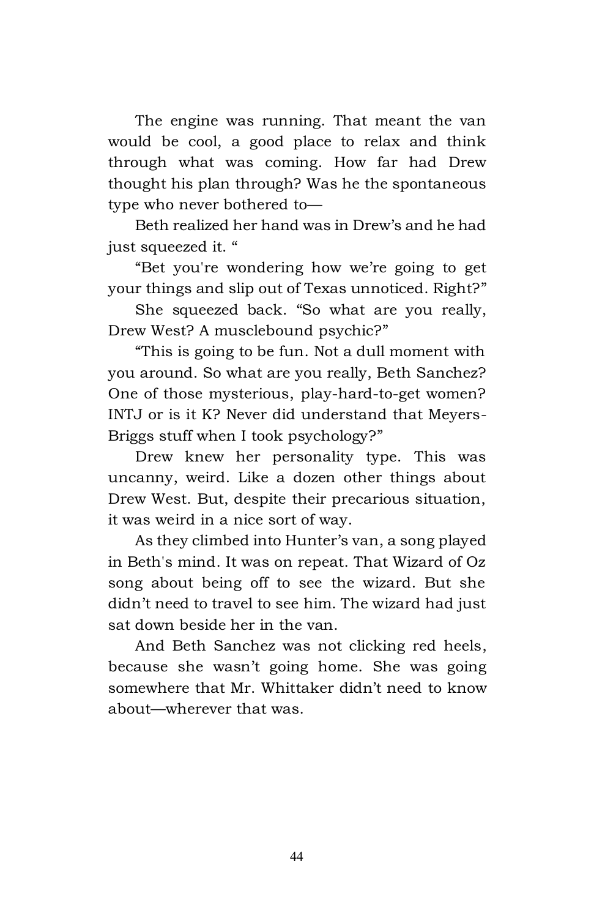The engine was running. That meant the van would be cool, a good place to relax and think through what was coming. How far had Drew thought his plan through? Was he the spontaneous type who never bothered to—

Beth realized her hand was in Drew's and he had just squeezed it. "

"Bet you're wondering how we're going to get your things and slip out of Texas unnoticed. Right?"

She squeezed back. "So what are you really, Drew West? A musclebound psychic?"

"This is going to be fun. Not a dull moment with you around. So what are you really, Beth Sanchez? One of those mysterious, play-hard-to-get women? INTJ or is it K? Never did understand that Meyers-Briggs stuff when I took psychology?"

Drew knew her personality type. This was uncanny, weird. Like a dozen other things about Drew West. But, despite their precarious situation, it was weird in a nice sort of way.

As they climbed into Hunter's van, a song played in Beth's mind. It was on repeat. That Wizard of Oz song about being off to see the wizard. But she didn't need to travel to see him. The wizard had just sat down beside her in the van.

And Beth Sanchez was not clicking red heels, because she wasn't going home. She was going somewhere that Mr. Whittaker didn't need to know about—wherever that was.